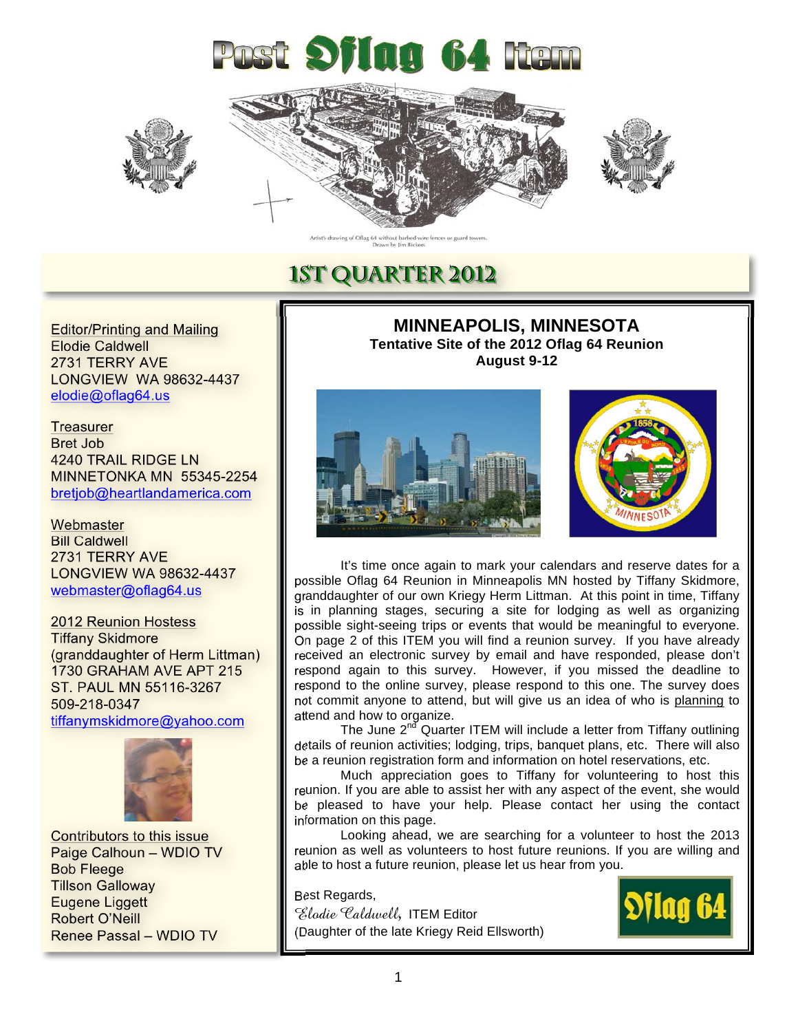# Post Oflag 64 Item

Artist's drawing of Oflag 64 without barbed-wire fences or guard towers.
Drawn by Jim Bickers

## 1ST QUARTER 2012

Editor/Printing and Mailing
Elodie Caldwell
2731 TERRY AVE
LONGVIEW WA 98632-4437
elodie@oflag64.us

Treasurer
Bret Job
4240 TRAIL RIDGE LN
MINNETONKA MN 55345-2254
bretjob@heartlandamerica.com

Webmaster
Bill Caldwell
2731 TERRY AVE
LONGVIEW WA 98632-4437
webmaster@oflag64.us

2012 Reunion Hostess
Tiffany Skidmore
(granddaughter of Herm Littman)
1730 GRAHAM AVE APT 215
ST. PAUL MN 55116-3267
509-218-0347
tiffanymskidmore@yahoo.com

Contributors to this issue
Paige Calhoun – WDIO TV
Bob Fleege
Tillson Galloway
Eugene Liggett
Robert O'Neill
Renee Passal – WDIO TV

## MINNEAPOLIS, MINNESOTA

**Tentative Site of the 2012 Oflag 64 Reunion**
**August 9-12**

It's time once again to mark your calendars and reserve dates for a possible Oflag 64 Reunion in Minneapolis MN hosted by Tiffany Skidmore, granddaughter of our own Kriegy Herm Littman. At this point in time, Tiffany is in planning stages, securing a site for lodging as well as organizing possible sight-seeing trips or events that would be meaningful to everyone. On page 2 of this ITEM you will find a reunion survey. If you have already received an electronic survey by email and have responded, please don't respond again to this survey. However, if you missed the deadline to respond to the online survey, please respond to this one. The survey does not commit anyone to attend, but will give us an idea of who is planning to attend and how to organize.

The June 2nd Quarter ITEM will include a letter from Tiffany outlining details of reunion activities; lodging, trips, banquet plans, etc. There will also be a reunion registration form and information on hotel reservations, etc.

Much appreciation goes to Tiffany for volunteering to host this reunion. If you are able to assist her with any aspect of the event, she would be pleased to have your help. Please contact her using the contact information on this page.

Looking ahead, we are searching for a volunteer to host the 2013 reunion as well as volunteers to host future reunions. If you are willing and able to host a future reunion, please let us hear from you.

Best Regards,
*Elodie Caldwell*, ITEM Editor
(Daughter of the late Kriegy Reid Ellsworth)

Oflag 64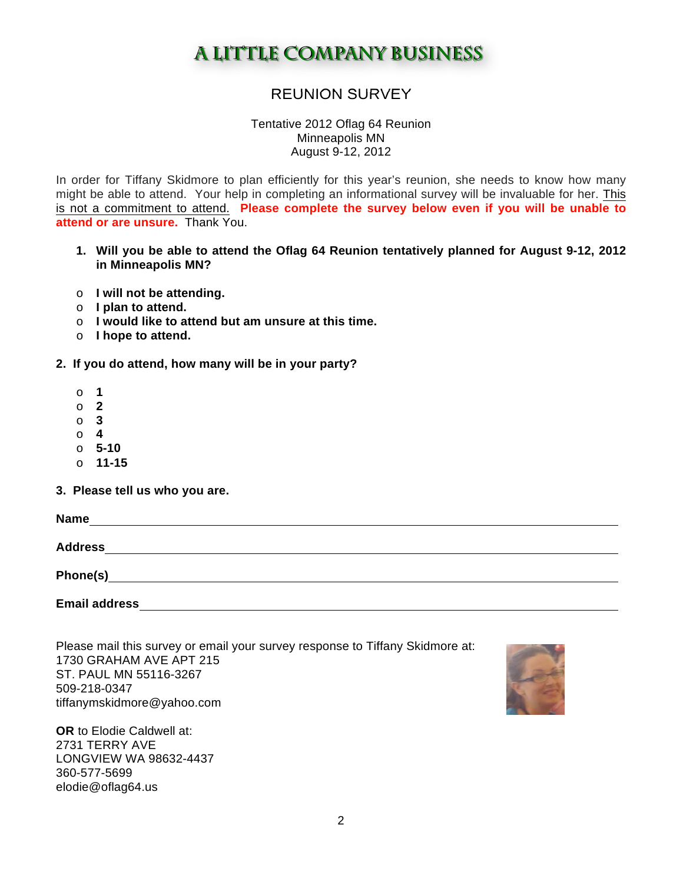# A LITTLE COMPANY BUSINESS

## REUNION SURVEY

Tentative 2012 Oflag 64 Reunion
Minneapolis MN
August 9-12, 2012

In order for Tiffany Skidmore to plan efficiently for this year's reunion, she needs to know how many might be able to attend. Your help in completing an informational survey will be invaluable for her. This is not a commitment to attend. **Please complete the survey below even if you will be unable to attend or are unsure.** Thank You.

**1. Will you be able to attend the Oflag 64 Reunion tentatively planned for August 9-12, 2012 in Minneapolis MN?**

- **I will not be attending.**
- **I plan to attend.**
- **I would like to attend but am unsure at this time.**
- **I hope to attend.**

**2. If you do attend, how many will be in your party?**

- **1**
- **2**
- **3**
- **4**
- **5-10**
- **11-15**

**3. Please tell us who you are.**

**Name** ____________________________________________

**Address** ____________________________________________

**Phone(s)** ____________________________________________

**Email address** ____________________________________________

Please mail this survey or email your survey response to Tiffany Skidmore at:
1730 GRAHAM AVE APT 215
ST. PAUL MN 55116-3267
509-218-0347
tiffanymskidmore@yahoo.com

**OR** to Elodie Caldwell at:
2731 TERRY AVE
LONGVIEW WA 98632-4437
360-577-5699
elodie@oflag64.us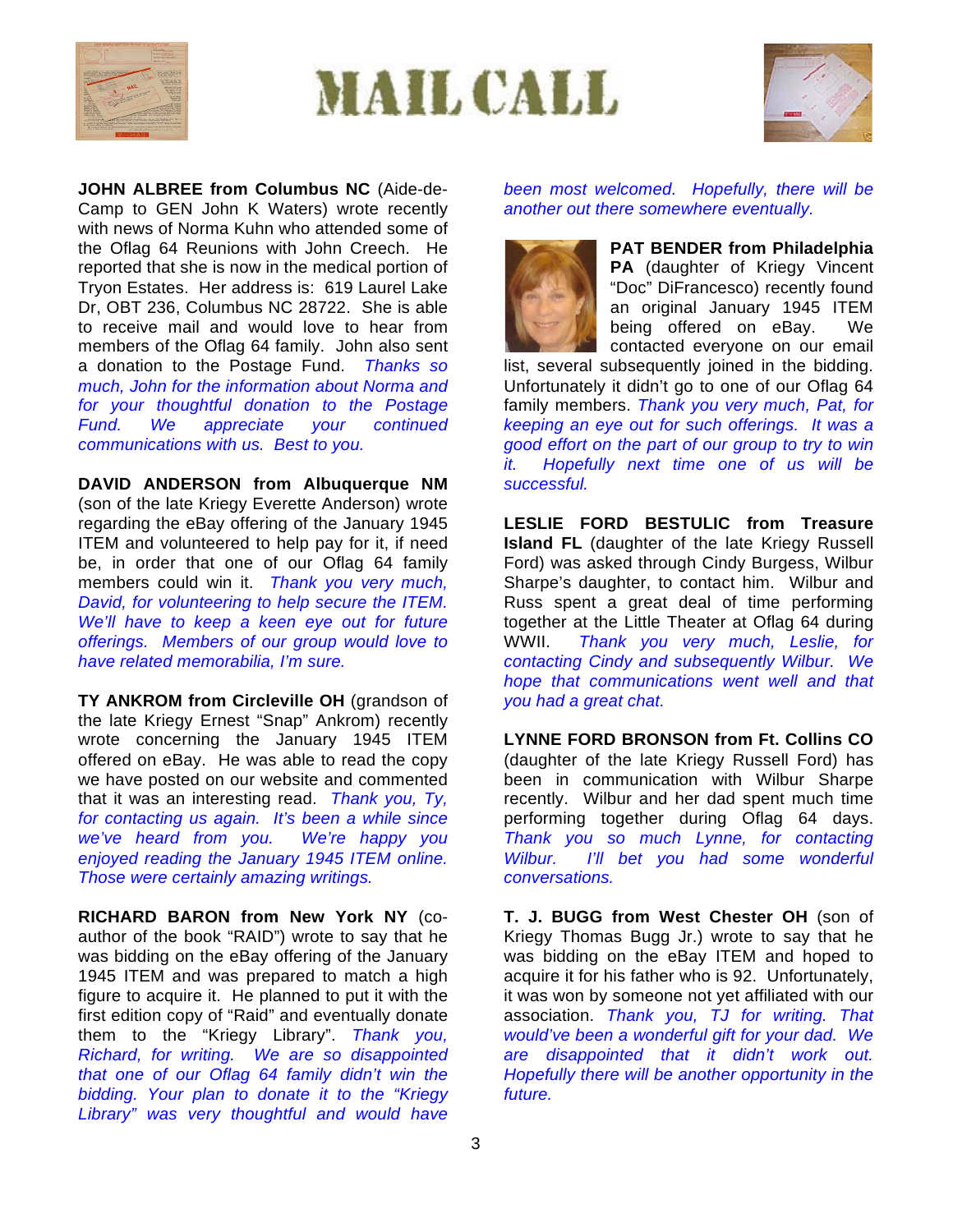# MAIL CALL

**JOHN ALBREE from Columbus NC** (Aide-de-Camp to GEN John K Waters) wrote recently with news of Norma Kuhn who attended some of the Oflag 64 Reunions with John Creech. He reported that she is now in the medical portion of Tryon Estates. Her address is: 619 Laurel Lake Dr, OBT 236, Columbus NC 28722. She is able to receive mail and would love to hear from members of the Oflag 64 family. John also sent a donation to the Postage Fund. *Thanks so much, John for the information about Norma and for your thoughtful donation to the Postage Fund. We appreciate your continued communications with us. Best to you.*

**DAVID ANDERSON from Albuquerque NM** (son of the late Kriegy Everette Anderson) wrote regarding the eBay offering of the January 1945 ITEM and volunteered to help pay for it, if need be, in order that one of our Oflag 64 family members could win it. *Thank you very much, David, for volunteering to help secure the ITEM. We'll have to keep a keen eye out for future offerings. Members of our group would love to have related memorabilia, I'm sure.*

**TY ANKROM from Circleville OH** (grandson of the late Kriegy Ernest "Snap" Ankrom) recently wrote concerning the January 1945 ITEM offered on eBay. He was able to read the copy we have posted on our website and commented that it was an interesting read. *Thank you, Ty, for contacting us again. It's been a while since we've heard from you. We're happy you enjoyed reading the January 1945 ITEM online. Those were certainly amazing writings.*

**RICHARD BARON from New York NY** (co-author of the book "RAID") wrote to say that he was bidding on the eBay offering of the January 1945 ITEM and was prepared to match a high figure to acquire it. He planned to put it with the first edition copy of "Raid" and eventually donate them to the "Kriegy Library". *Thank you, Richard, for writing. We are so disappointed that one of our Oflag 64 family didn't win the bidding. Your plan to donate it to the "Kriegy Library" was very thoughtful and would have been most welcomed. Hopefully, there will be another out there somewhere eventually.*

**PAT BENDER from Philadelphia PA** (daughter of Kriegy Vincent "Doc" DiFrancesco) recently found an original January 1945 ITEM being offered on eBay. We contacted everyone on our email list, several subsequently joined in the bidding. Unfortunately it didn't go to one of our Oflag 64 family members. *Thank you very much, Pat, for keeping an eye out for such offerings. It was a good effort on the part of our group to try to win it. Hopefully next time one of us will be successful.*

**LESLIE FORD BESTULIC from Treasure Island FL** (daughter of the late Kriegy Russell Ford) was asked through Cindy Burgess, Wilbur Sharpe's daughter, to contact him. Wilbur and Russ spent a great deal of time performing together at the Little Theater at Oflag 64 during WWII. *Thank you very much, Leslie, for contacting Cindy and subsequently Wilbur. We hope that communications went well and that you had a great chat.*

**LYNNE FORD BRONSON from Ft. Collins CO** (daughter of the late Kriegy Russell Ford) has been in communication with Wilbur Sharpe recently. Wilbur and her dad spent much time performing together during Oflag 64 days. *Thank you so much Lynne, for contacting Wilbur. I'll bet you had some wonderful conversations.*

**T. J. BUGG from West Chester OH** (son of Kriegy Thomas Bugg Jr.) wrote to say that he was bidding on the eBay ITEM and hoped to acquire it for his father who is 92. Unfortunately, it was won by someone not yet affiliated with our association. *Thank you, TJ for writing. That would've been a wonderful gift for your dad. We are disappointed that it didn't work out. Hopefully there will be another opportunity in the future.*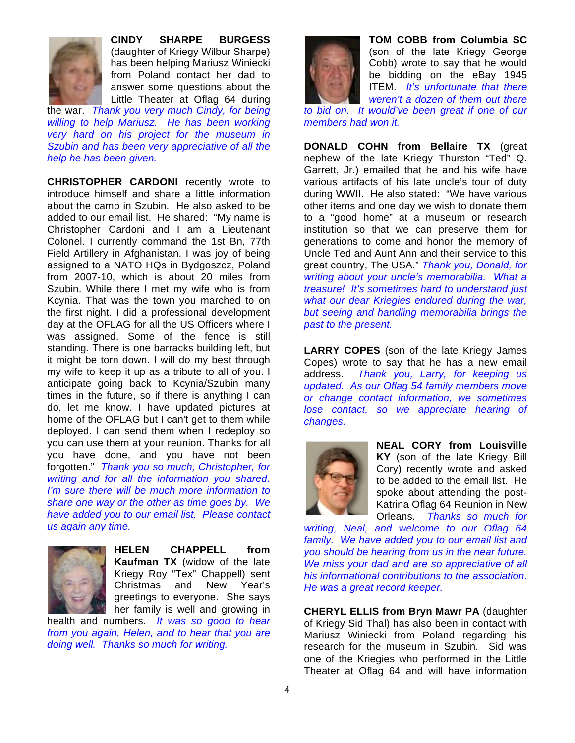**CINDY SHARPE BURGESS** (daughter of Kriegy Wilbur Sharpe) has been helping Mariusz Winiecki from Poland contact her dad to answer some questions about the Little Theater at Oflag 64 during the war. *Thank you very much Cindy, for being willing to help Mariusz. He has been working very hard on his project for the museum in Szubin and has been very appreciative of all the help he has been given.*

**CHRISTOPHER CARDONI** recently wrote to introduce himself and share a little information about the camp in Szubin. He also asked to be added to our email list. He shared: "My name is Christopher Cardoni and I am a Lieutenant Colonel. I currently command the 1st Bn, 77th Field Artillery in Afghanistan. I was joy of being assigned to a NATO HQs in Bydgoszcz, Poland from 2007-10, which is about 20 miles from Szubin. While there I met my wife who is from Kcynia. That was the town you marched to on the first night. I did a professional development day at the OFLAG for all the US Officers where I was assigned. Some of the fence is still standing. There is one barracks building left, but it might be torn down. I will do my best through my wife to keep it up as a tribute to all of you. I anticipate going back to Kcynia/Szubin many times in the future, so if there is anything I can do, let me know. I have updated pictures at home of the OFLAG but I can't get to them while deployed. I can send them when I redeploy so you can use them at your reunion. Thanks for all you have done, and you have not been forgotten." *Thank you so much, Christopher, for writing and for all the information you shared. I'm sure there will be much more information to share one way or the other as time goes by. We have added you to our email list. Please contact us again any time.*

**HELEN CHAPPELL from Kaufman TX** (widow of the late Kriegy Roy "Tex" Chappell) sent Christmas and New Year's greetings to everyone. She says her family is well and growing in health and numbers. *It was so good to hear from you again, Helen, and to hear that you are doing well. Thanks so much for writing.*

**TOM COBB from Columbia SC** (son of the late Kriegy George Cobb) wrote to say that he would be bidding on the eBay 1945 ITEM. *It's unfortunate that there weren't a dozen of them out there to bid on. It would've been great if one of our members had won it.*

**DONALD COHN from Bellaire TX** (great nephew of the late Kriegy Thurston "Ted" Q. Garrett, Jr.) emailed that he and his wife have various artifacts of his late uncle's tour of duty during WWII. He also stated: "We have various other items and one day we wish to donate them to a "good home" at a museum or research institution so that we can preserve them for generations to come and honor the memory of Uncle Ted and Aunt Ann and their service to this great country, The USA." *Thank you, Donald, for writing about your uncle's memorabilia. What a treasure! It's sometimes hard to understand just what our dear Kriegies endured during the war, but seeing and handling memorabilia brings the past to the present.*

**LARRY COPES** (son of the late Kriegy James Copes) wrote to say that he has a new email address. *Thank you, Larry, for keeping us updated. As our Oflag 54 family members move or change contact information, we sometimes lose contact, so we appreciate hearing of changes.*

**NEAL CORY from Louisville KY** (son of the late Kriegy Bill Cory) recently wrote and asked to be added to the email list. He spoke about attending the post-Katrina Oflag 64 Reunion in New Orleans. *Thanks so much for writing, Neal, and welcome to our Oflag 64 family. We have added you to our email list and you should be hearing from us in the near future. We miss your dad and are so appreciative of all his informational contributions to the association. He was a great record keeper.*

**CHERYL ELLIS from Bryn Mawr PA** (daughter of Kriegy Sid Thal) has also been in contact with Mariusz Winiecki from Poland regarding his research for the museum in Szubin. Sid was one of the Kriegies who performed in the Little Theater at Oflag 64 and will have information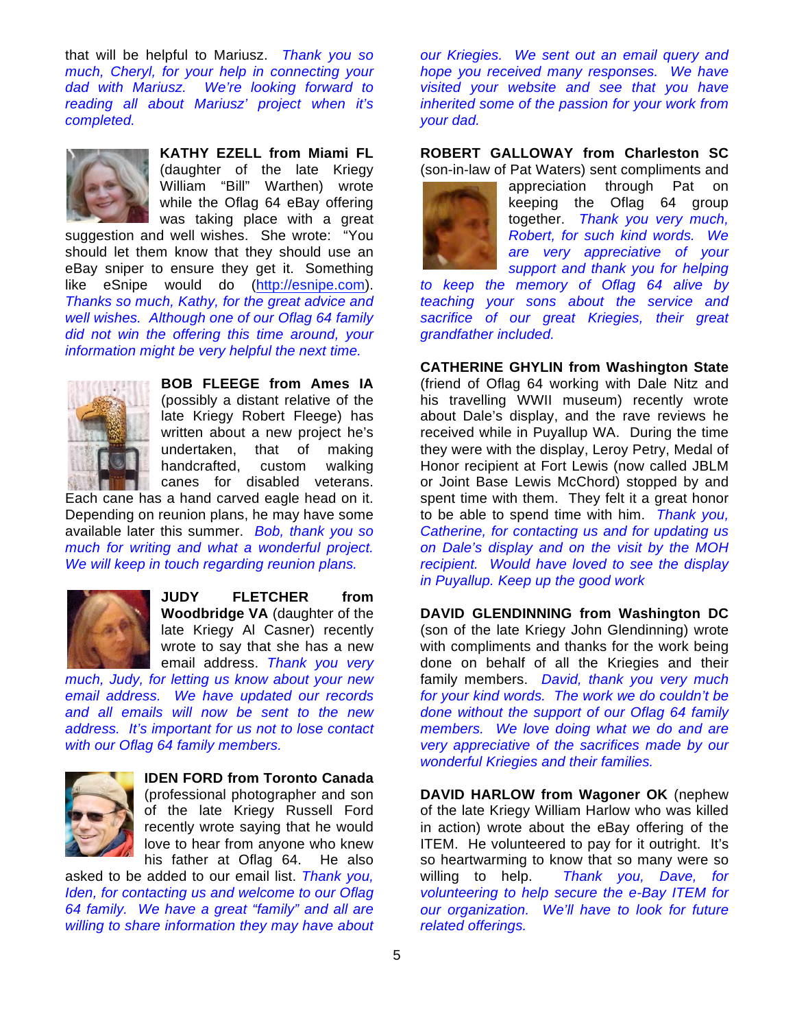that will be helpful to Mariusz. *Thank you so much, Cheryl, for your help in connecting your dad with Mariusz. We're looking forward to reading all about Mariusz' project when it's completed.*

**KATHY EZELL from Miami FL** (daughter of the late Kriegy William "Bill" Warthen) wrote while the Oflag 64 eBay offering was taking place with a great suggestion and well wishes. She wrote: "You should let them know that they should use an eBay sniper to ensure they get it. Something like eSnipe would do (http://esnipe.com). *Thanks so much, Kathy, for the great advice and well wishes. Although one of our Oflag 64 family did not win the offering this time around, your information might be very helpful the next time.*

**BOB FLEEGE from Ames IA** (possibly a distant relative of the late Kriegy Robert Fleege) has written about a new project he's undertaken, that of making handcrafted, custom walking canes for disabled veterans. Each cane has a hand carved eagle head on it. Depending on reunion plans, he may have some available later this summer. *Bob, thank you so much for writing and what a wonderful project. We will keep in touch regarding reunion plans.*

**JUDY FLETCHER from Woodbridge VA** (daughter of the late Kriegy Al Casner) recently wrote to say that she has a new email address. *Thank you very much, Judy, for letting us know about your new email address. We have updated our records and all emails will now be sent to the new address. It's important for us not to lose contact with our Oflag 64 family members.*

**IDEN FORD from Toronto Canada** (professional photographer and son of the late Kriegy Russell Ford recently wrote saying that he would love to hear from anyone who knew his father at Oflag 64. He also asked to be added to our email list. *Thank you, Iden, for contacting us and welcome to our Oflag 64 family. We have a great "family" and all are willing to share information they may have about our Kriegies. We sent out an email query and hope you received many responses. We have visited your website and see that you have inherited some of the passion for your work from your dad.*

**ROBERT GALLOWAY from Charleston SC** (son-in-law of Pat Waters) sent compliments and appreciation through Pat on keeping the Oflag 64 group together. *Thank you very much, Robert, for such kind words. We are very appreciative of your support and thank you for helping to keep the memory of Oflag 64 alive by teaching your sons about the service and sacrifice of our great Kriegies, their great grandfather included.*

**CATHERINE GHYLIN from Washington State** (friend of Oflag 64 working with Dale Nitz and his travelling WWII museum) recently wrote about Dale's display, and the rave reviews he received while in Puyallup WA. During the time they were with the display, Leroy Petry, Medal of Honor recipient at Fort Lewis (now called JBLM or Joint Base Lewis McChord) stopped by and spent time with them. They felt it a great honor to be able to spend time with him. *Thank you, Catherine, for contacting us and for updating us on Dale's display and on the visit by the MOH recipient. Would have loved to see the display in Puyallup. Keep up the good work*

**DAVID GLENDINNING from Washington DC** (son of the late Kriegy John Glendinning) wrote with compliments and thanks for the work being done on behalf of all the Kriegies and their family members. *David, thank you very much for your kind words. The work we do couldn't be done without the support of our Oflag 64 family members. We love doing what we do and are very appreciative of the sacrifices made by our wonderful Kriegies and their families.*

**DAVID HARLOW from Wagoner OK** (nephew of the late Kriegy William Harlow who was killed in action) wrote about the eBay offering of the ITEM. He volunteered to pay for it outright. It's so heartwarming to know that so many were so willing to help. *Thank you, Dave, for volunteering to help secure the e-Bay ITEM for our organization. We'll have to look for future related offerings.*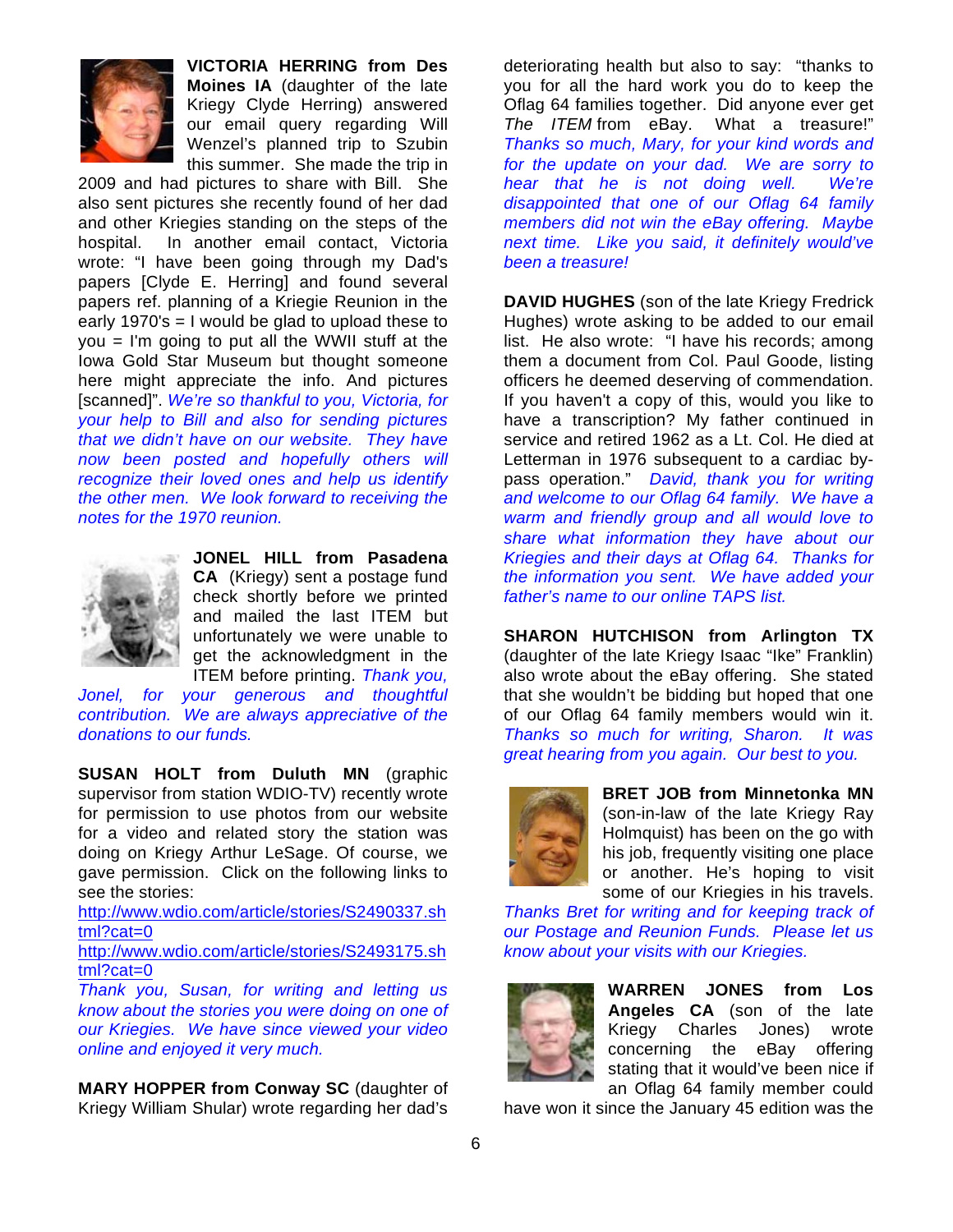**VICTORIA HERRING from Des Moines IA** (daughter of the late Kriegy Clyde Herring) answered our email query regarding Will Wenzel's planned trip to Szubin this summer. She made the trip in 2009 and had pictures to share with Bill. She also sent pictures she recently found of her dad and other Kriegies standing on the steps of the hospital. In another email contact, Victoria wrote: "I have been going through my Dad's papers [Clyde E. Herring] and found several papers ref. planning of a Kriegie Reunion in the early 1970's = I would be glad to upload these to you = I'm going to put all the WWII stuff at the Iowa Gold Star Museum but thought someone here might appreciate the info. And pictures [scanned]". *We're so thankful to you, Victoria, for your help to Bill and also for sending pictures that we didn't have on our website. They have now been posted and hopefully others will recognize their loved ones and help us identify the other men. We look forward to receiving the notes for the 1970 reunion.*

**JONEL HILL from Pasadena CA** (Kriegy) sent a postage fund check shortly before we printed and mailed the last ITEM but unfortunately we were unable to get the acknowledgment in the ITEM before printing. *Thank you, Jonel, for your generous and thoughtful contribution. We are always appreciative of the donations to our funds.*

**SUSAN HOLT from Duluth MN** (graphic supervisor from station WDIO-TV) recently wrote for permission to use photos from our website for a video and related story the station was doing on Kriegy Arthur LeSage. Of course, we gave permission. Click on the following links to see the stories:
http://www.wdio.com/article/stories/S2490337.shtml?cat=0
http://www.wdio.com/article/stories/S2493175.shtml?cat=0
*Thank you, Susan, for writing and letting us know about the stories you were doing on one of our Kriegies. We have since viewed your video online and enjoyed it very much.*

**MARY HOPPER from Conway SC** (daughter of Kriegy William Shular) wrote regarding her dad's deteriorating health but also to say: "thanks to you for all the hard work you do to keep the Oflag 64 families together. Did anyone ever get *The ITEM* from eBay. What a treasure!" *Thanks so much, Mary, for your kind words and for the update on your dad. We are sorry to hear that he is not doing well. We're disappointed that one of our Oflag 64 family members did not win the eBay offering. Maybe next time. Like you said, it definitely would've been a treasure!*

**DAVID HUGHES** (son of the late Kriegy Fredrick Hughes) wrote asking to be added to our email list. He also wrote: "I have his records; among them a document from Col. Paul Goode, listing officers he deemed deserving of commendation. If you haven't a copy of this, would you like to have a transcription? My father continued in service and retired 1962 as a Lt. Col. He died at Letterman in 1976 subsequent to a cardiac by-pass operation." *David, thank you for writing and welcome to our Oflag 64 family. We have a warm and friendly group and all would love to share what information they have about our Kriegies and their days at Oflag 64. Thanks for the information you sent. We have added your father's name to our online TAPS list.*

**SHARON HUTCHISON from Arlington TX** (daughter of the late Kriegy Isaac "Ike" Franklin) also wrote about the eBay offering. She stated that she wouldn't be bidding but hoped that one of our Oflag 64 family members would win it. *Thanks so much for writing, Sharon. It was great hearing from you again. Our best to you.*

**BRET JOB from Minnetonka MN** (son-in-law of the late Kriegy Ray Holmquist) has been on the go with his job, frequently visiting one place or another. He's hoping to visit some of our Kriegies in his travels. *Thanks Bret for writing and for keeping track of our Postage and Reunion Funds. Please let us know about your visits with our Kriegies.*

**WARREN JONES from Los Angeles CA** (son of the late Kriegy Charles Jones) wrote concerning the eBay offering stating that it would've been nice if an Oflag 64 family member could have won it since the January 45 edition was the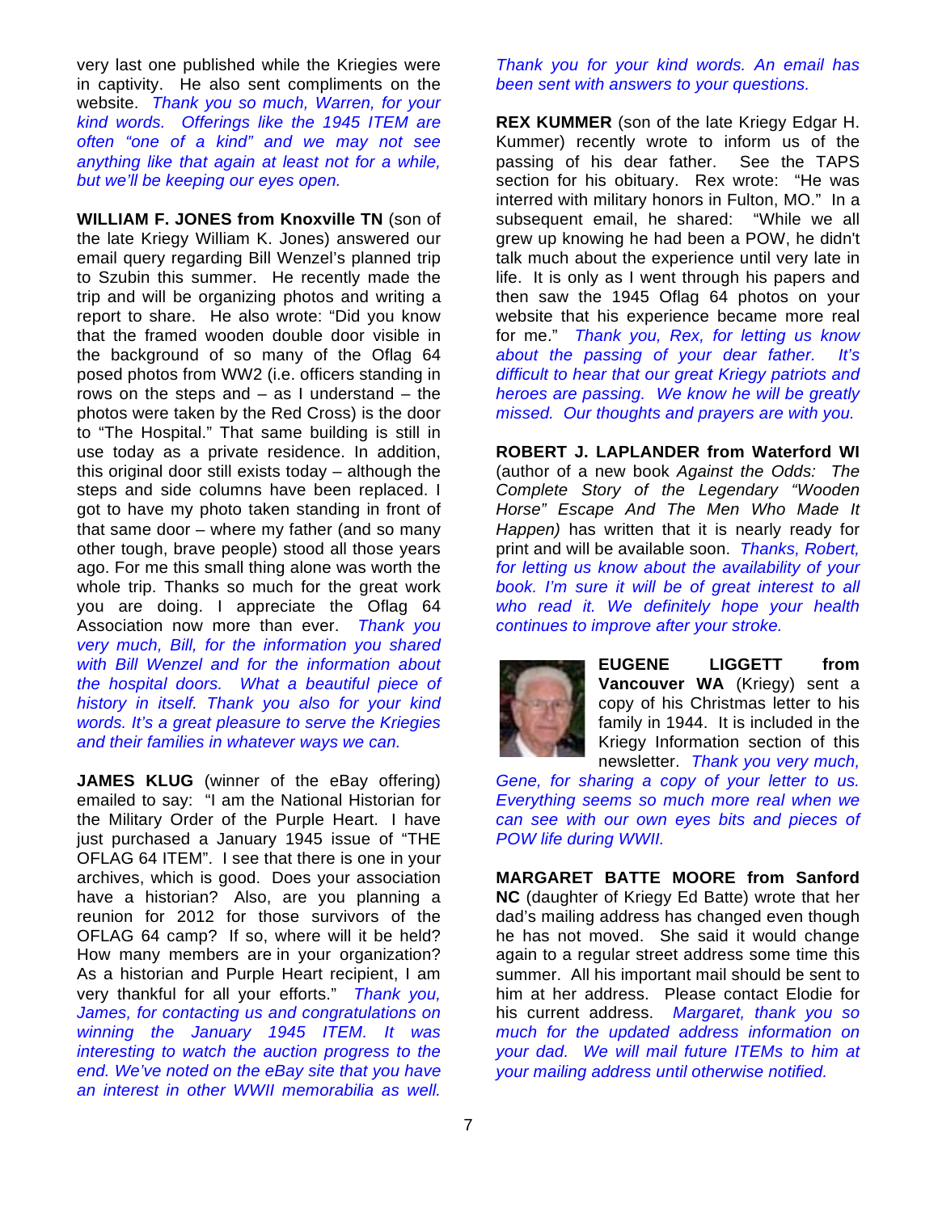very last one published while the Kriegies were in captivity. He also sent compliments on the website. *Thank you so much, Warren, for your kind words. Offerings like the 1945 ITEM are often "one of a kind" and we may not see anything like that again at least not for a while, but we'll be keeping our eyes open.*

**WILLIAM F. JONES from Knoxville TN** (son of the late Kriegy William K. Jones) answered our email query regarding Bill Wenzel's planned trip to Szubin this summer. He recently made the trip and will be organizing photos and writing a report to share. He also wrote: "Did you know that the framed wooden double door visible in the background of so many of the Oflag 64 posed photos from WW2 (i.e. officers standing in rows on the steps and – as I understand – the photos were taken by the Red Cross) is the door to "The Hospital." That same building is still in use today as a private residence. In addition, this original door still exists today – although the steps and side columns have been replaced. I got to have my photo taken standing in front of that same door – where my father (and so many other tough, brave people) stood all those years ago. For me this small thing alone was worth the whole trip. Thanks so much for the great work you are doing. I appreciate the Oflag 64 Association now more than ever. *Thank you very much, Bill, for the information you shared with Bill Wenzel and for the information about the hospital doors. What a beautiful piece of history in itself. Thank you also for your kind words. It's a great pleasure to serve the Kriegies and their families in whatever ways we can.*

**JAMES KLUG** (winner of the eBay offering) emailed to say: "I am the National Historian for the Military Order of the Purple Heart. I have just purchased a January 1945 issue of "THE OFLAG 64 ITEM". I see that there is one in your archives, which is good. Does your association have a historian? Also, are you planning a reunion for 2012 for those survivors of the OFLAG 64 camp? If so, where will it be held? How many members are in your organization? As a historian and Purple Heart recipient, I am very thankful for all your efforts." *Thank you, James, for contacting us and congratulations on winning the January 1945 ITEM. It was interesting to watch the auction progress to the end. We've noted on the eBay site that you have an interest in other WWII memorabilia as well. Thank you for your kind words. An email has been sent with answers to your questions.*

**REX KUMMER** (son of the late Kriegy Edgar H. Kummer) recently wrote to inform us of the passing of his dear father. See the TAPS section for his obituary. Rex wrote: "He was interred with military honors in Fulton, MO." In a subsequent email, he shared: "While we all grew up knowing he had been a POW, he didn't talk much about the experience until very late in life. It is only as I went through his papers and then saw the 1945 Oflag 64 photos on your website that his experience became more real for me." *Thank you, Rex, for letting us know about the passing of your dear father. It's difficult to hear that our great Kriegy patriots and heroes are passing. We know he will be greatly missed. Our thoughts and prayers are with you.*

**ROBERT J. LAPLANDER from Waterford WI** (author of a new book *Against the Odds: The Complete Story of the Legendary "Wooden Horse" Escape And The Men Who Made It Happen*) has written that it is nearly ready for print and will be available soon. *Thanks, Robert, for letting us know about the availability of your book. I'm sure it will be of great interest to all who read it. We definitely hope your health continues to improve after your stroke.*

**EUGENE LIGGETT from Vancouver WA** (Kriegy) sent a copy of his Christmas letter to his family in 1944. It is included in the Kriegy Information section of this newsletter. *Thank you very much, Gene, for sharing a copy of your letter to us. Everything seems so much more real when we can see with our own eyes bits and pieces of POW life during WWII.*

**MARGARET BATTE MOORE from Sanford NC** (daughter of Kriegy Ed Batte) wrote that her dad's mailing address has changed even though he has not moved. She said it would change again to a regular street address some time this summer. All his important mail should be sent to him at her address. Please contact Elodie for his current address. *Margaret, thank you so much for the updated address information on your dad. We will mail future ITEMs to him at your mailing address until otherwise notified.*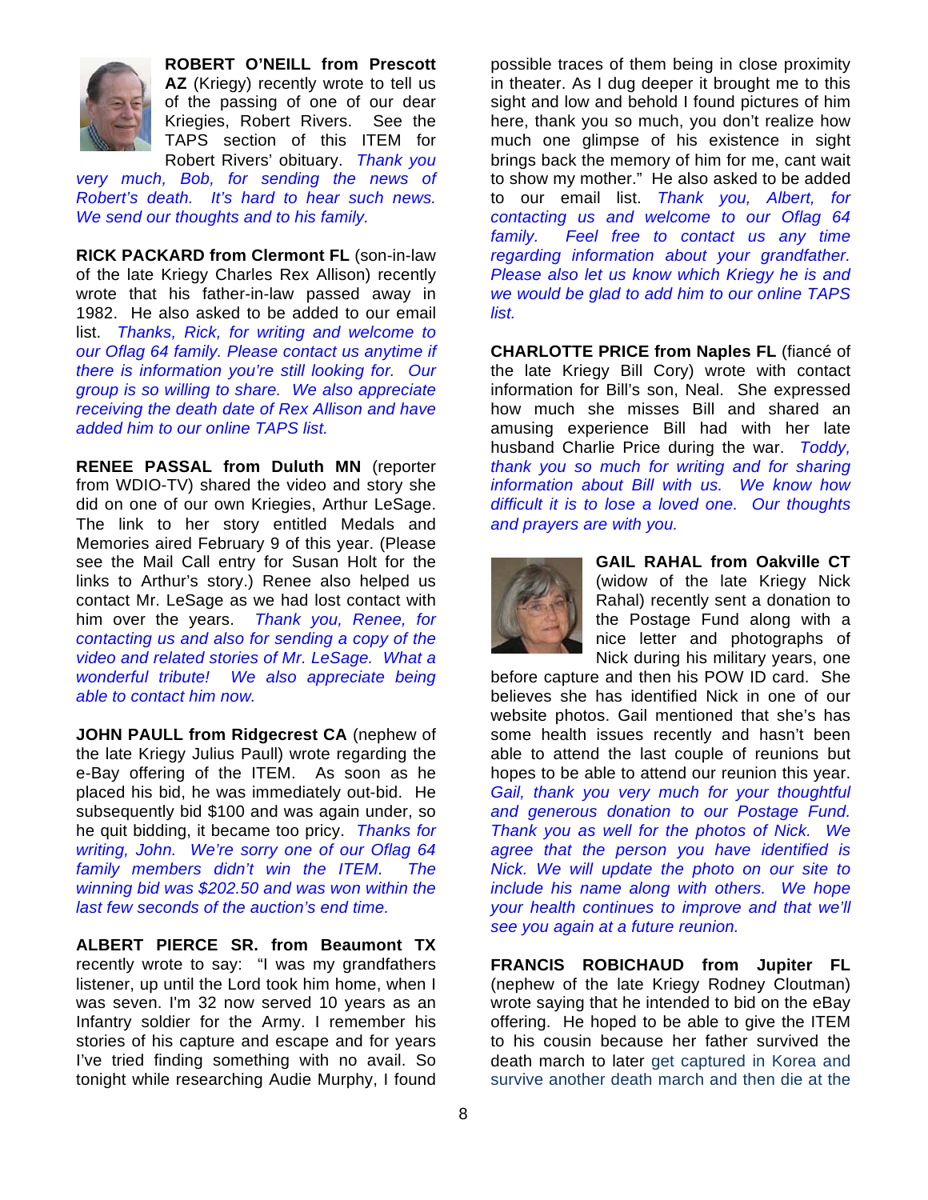**ROBERT O'NEILL from Prescott AZ** (Kriegy) recently wrote to tell us of the passing of one of our dear Kriegies, Robert Rivers. See the TAPS section of this ITEM for Robert Rivers' obituary. *Thank you very much, Bob, for sending the news of Robert's death. It's hard to hear such news. We send our thoughts and to his family.*

**RICK PACKARD from Clermont FL** (son-in-law of the late Kriegy Charles Rex Allison) recently wrote that his father-in-law passed away in 1982. He also asked to be added to our email list. *Thanks, Rick, for writing and welcome to our Oflag 64 family. Please contact us anytime if there is information you're still looking for. Our group is so willing to share. We also appreciate receiving the death date of Rex Allison and have added him to our online TAPS list.*

**RENEE PASSAL from Duluth MN** (reporter from WDIO-TV) shared the video and story she did on one of our own Kriegies, Arthur LeSage. The link to her story entitled Medals and Memories aired February 9 of this year. (Please see the Mail Call entry for Susan Holt for the links to Arthur's story.) Renee also helped us contact Mr. LeSage as we had lost contact with him over the years. *Thank you, Renee, for contacting us and also for sending a copy of the video and related stories of Mr. LeSage. What a wonderful tribute! We also appreciate being able to contact him now.*

**JOHN PAULL from Ridgecrest CA** (nephew of the late Kriegy Julius Paull) wrote regarding the e-Bay offering of the ITEM. As soon as he placed his bid, he was immediately out-bid. He subsequently bid $100 and was again under, so he quit bidding, it became too pricy. *Thanks for writing, John. We're sorry one of our Oflag 64 family members didn't win the ITEM. The winning bid was $202.50 and was won within the last few seconds of the auction's end time.*

**ALBERT PIERCE SR. from Beaumont TX** recently wrote to say: "I was my grandfathers listener, up until the Lord took him home, when I was seven. I'm 32 now served 10 years as an Infantry soldier for the Army. I remember his stories of his capture and escape and for years I've tried finding something with no avail. So tonight while researching Audie Murphy, I found possible traces of them being in close proximity in theater. As I dug deeper it brought me to this sight and low and behold I found pictures of him here, thank you so much, you don't realize how much one glimpse of his existence in sight brings back the memory of him for me, cant wait to show my mother." He also asked to be added to our email list. *Thank you, Albert, for contacting us and welcome to our Oflag 64 family. Feel free to contact us any time regarding information about your grandfather. Please also let us know which Kriegy he is and we would be glad to add him to our online TAPS list.*

**CHARLOTTE PRICE from Naples FL** (fiancé of the late Kriegy Bill Cory) wrote with contact information for Bill's son, Neal. She expressed how much she misses Bill and shared an amusing experience Bill had with her late husband Charlie Price during the war. *Toddy, thank you so much for writing and for sharing information about Bill with us. We know how difficult it is to lose a loved one. Our thoughts and prayers are with you.*

**GAIL RAHAL from Oakville CT** (widow of the late Kriegy Nick Rahal) recently sent a donation to the Postage Fund along with a nice letter and photographs of Nick during his military years, one before capture and then his POW ID card. She believes she has identified Nick in one of our website photos. Gail mentioned that she's has some health issues recently and hasn't been able to attend the last couple of reunions but hopes to be able to attend our reunion this year. *Gail, thank you very much for your thoughtful and generous donation to our Postage Fund. Thank you as well for the photos of Nick. We agree that the person you have identified is Nick. We will update the photo on our site to include his name along with others. We hope your health continues to improve and that we'll see you again at a future reunion.*

**FRANCIS ROBICHAUD from Jupiter FL** (nephew of the late Kriegy Rodney Cloutman) wrote saying that he intended to bid on the eBay offering. He hoped to be able to give the ITEM to his cousin because her father survived the death march to later get captured in Korea and survive another death march and then die at the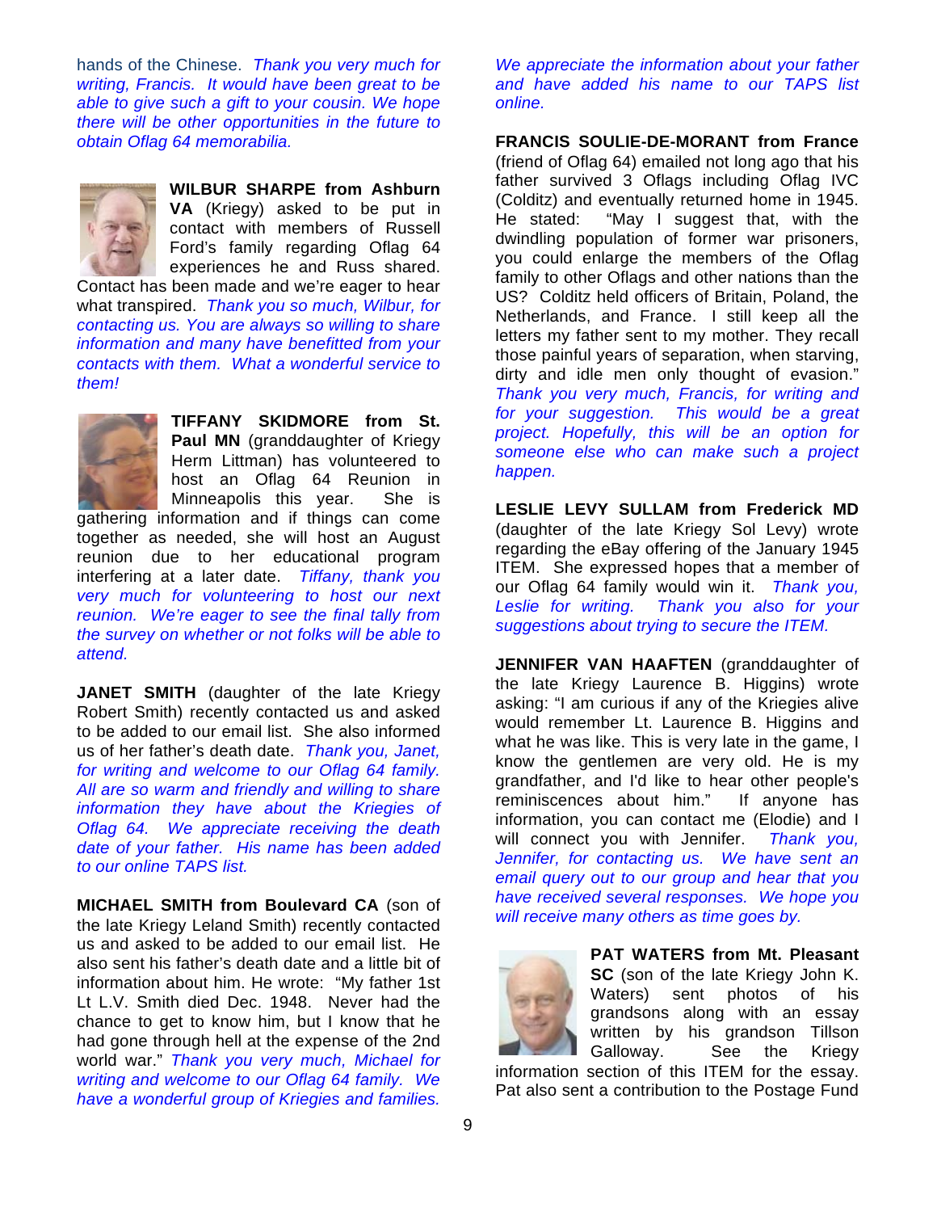hands of the Chinese. *Thank you very much for writing, Francis. It would have been great to be able to give such a gift to your cousin. We hope there will be other opportunities in the future to obtain Oflag 64 memorabilia.*

**WILBUR SHARPE from Ashburn VA** (Kriegy) asked to be put in contact with members of Russell Ford's family regarding Oflag 64 experiences he and Russ shared. Contact has been made and we're eager to hear what transpired. *Thank you so much, Wilbur, for contacting us. You are always so willing to share information and many have benefitted from your contacts with them. What a wonderful service to them!*

**TIFFANY SKIDMORE from St. Paul MN** (granddaughter of Kriegy Herm Littman) has volunteered to host an Oflag 64 Reunion in Minneapolis this year. She is gathering information and if things can come together as needed, she will host an August reunion due to her educational program interfering at a later date. *Tiffany, thank you very much for volunteering to host our next reunion. We're eager to see the final tally from the survey on whether or not folks will be able to attend.*

**JANET SMITH** (daughter of the late Kriegy Robert Smith) recently contacted us and asked to be added to our email list. She also informed us of her father's death date. *Thank you, Janet, for writing and welcome to our Oflag 64 family. All are so warm and friendly and willing to share information they have about the Kriegies of Oflag 64. We appreciate receiving the death date of your father. His name has been added to our online TAPS list.*

**MICHAEL SMITH from Boulevard CA** (son of the late Kriegy Leland Smith) recently contacted us and asked to be added to our email list. He also sent his father's death date and a little bit of information about him. He wrote: "My father 1st Lt L.V. Smith died Dec. 1948. Never had the chance to get to know him, but I know that he had gone through hell at the expense of the 2nd world war." *Thank you very much, Michael for writing and welcome to our Oflag 64 family. We have a wonderful group of Kriegies and families. We appreciate the information about your father and have added his name to our TAPS list online.*

**FRANCIS SOULIE-DE-MORANT from France** (friend of Oflag 64) emailed not long ago that his father survived 3 Oflags including Oflag IVC (Colditz) and eventually returned home in 1945. He stated: "May I suggest that, with the dwindling population of former war prisoners, you could enlarge the members of the Oflag family to other Oflags and other nations than the US? Colditz held officers of Britain, Poland, the Netherlands, and France. I still keep all the letters my father sent to my mother. They recall those painful years of separation, when starving, dirty and idle men only thought of evasion." *Thank you very much, Francis, for writing and for your suggestion. This would be a great project. Hopefully, this will be an option for someone else who can make such a project happen.*

**LESLIE LEVY SULLAM from Frederick MD** (daughter of the late Kriegy Sol Levy) wrote regarding the eBay offering of the January 1945 ITEM. She expressed hopes that a member of our Oflag 64 family would win it. *Thank you, Leslie for writing. Thank you also for your suggestions about trying to secure the ITEM.*

**JENNIFER VAN HAAFTEN** (granddaughter of the late Kriegy Laurence B. Higgins) wrote asking: "I am curious if any of the Kriegies alive would remember Lt. Laurence B. Higgins and what he was like. This is very late in the game, I know the gentlemen are very old. He is my grandfather, and I'd like to hear other people's reminiscences about him." If anyone has information, you can contact me (Elodie) and I will connect you with Jennifer. *Thank you, Jennifer, for contacting us. We have sent an email query out to our group and hear that you have received several responses. We hope you will receive many others as time goes by.*

**PAT WATERS from Mt. Pleasant SC** (son of the late Kriegy John K. Waters) sent photos of his grandsons along with an essay written by his grandson Tillson Galloway. See the Kriegy information section of this ITEM for the essay. Pat also sent a contribution to the Postage Fund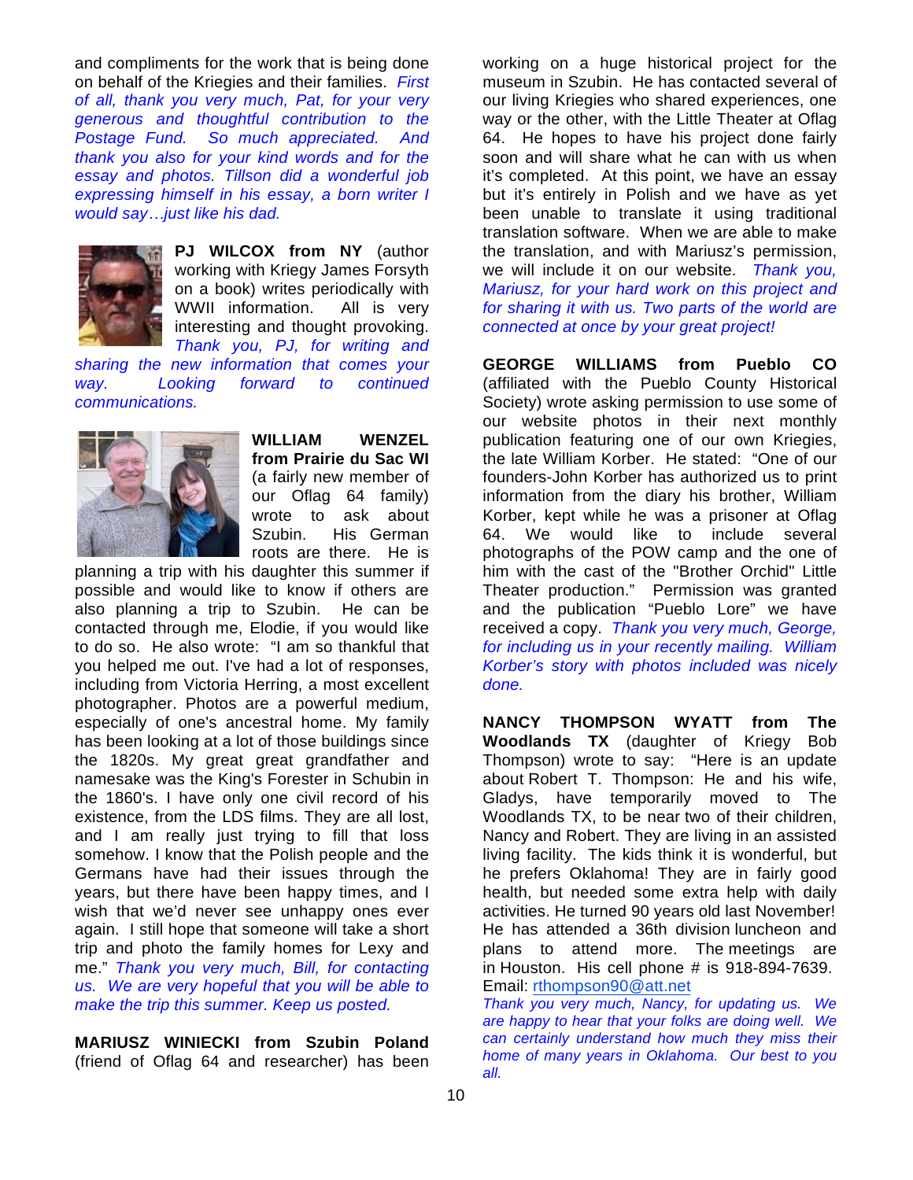and compliments for the work that is being done on behalf of the Kriegies and their families. *First of all, thank you very much, Pat, for your very generous and thoughtful contribution to the Postage Fund. So much appreciated. And thank you also for your kind words and for the essay and photos. Tillson did a wonderful job expressing himself in his essay, a born writer I would say…just like his dad.*

**PJ WILCOX from NY** (author working with Kriegy James Forsyth on a book) writes periodically with WWII information. All is very interesting and thought provoking. *Thank you, PJ, for writing and sharing the new information that comes your way. Looking forward to continued communications.*

**WILLIAM WENZEL from Prairie du Sac WI** (a fairly new member of our Oflag 64 family) wrote to ask about Szubin. His German roots are there. He is planning a trip with his daughter this summer if possible and would like to know if others are also planning a trip to Szubin. He can be contacted through me, Elodie, if you would like to do so. He also wrote: "I am so thankful that you helped me out. I've had a lot of responses, including from Victoria Herring, a most excellent photographer. Photos are a powerful medium, especially of one's ancestral home. My family has been looking at a lot of those buildings since the 1820s. My great great grandfather and namesake was the King's Forester in Schubin in the 1860's. I have only one civil record of his existence, from the LDS films. They are all lost, and I am really just trying to fill that loss somehow. I know that the Polish people and the Germans have had their issues through the years, but there have been happy times, and I wish that we'd never see unhappy ones ever again. I still hope that someone will take a short trip and photo the family homes for Lexy and me." *Thank you very much, Bill, for contacting us. We are very hopeful that you will be able to make the trip this summer. Keep us posted.*

**MARIUSZ WINIECKI from Szubin Poland** (friend of Oflag 64 and researcher) has been working on a huge historical project for the museum in Szubin. He has contacted several of our living Kriegies who shared experiences, one way or the other, with the Little Theater at Oflag 64. He hopes to have his project done fairly soon and will share what he can with us when it's completed. At this point, we have an essay but it's entirely in Polish and we have as yet been unable to translate it using traditional translation software. When we are able to make the translation, and with Mariusz's permission, we will include it on our website. *Thank you, Mariusz, for your hard work on this project and for sharing it with us. Two parts of the world are connected at once by your great project!*

**GEORGE WILLIAMS from Pueblo CO** (affiliated with the Pueblo County Historical Society) wrote asking permission to use some of our website photos in their next monthly publication featuring one of our own Kriegies, the late William Korber. He stated: "One of our founders-John Korber has authorized us to print information from the diary his brother, William Korber, kept while he was a prisoner at Oflag 64. We would like to include several photographs of the POW camp and the one of him with the cast of the "Brother Orchid" Little Theater production." Permission was granted and the publication "Pueblo Lore" we have received a copy. *Thank you very much, George, for including us in your recently mailing. William Korber's story with photos included was nicely done.*

**NANCY THOMPSON WYATT from The Woodlands TX** (daughter of Kriegy Bob Thompson) wrote to say: "Here is an update about Robert T. Thompson: He and his wife, Gladys, have temporarily moved to The Woodlands TX, to be near two of their children, Nancy and Robert. They are living in an assisted living facility. The kids think it is wonderful, but he prefers Oklahoma! They are in fairly good health, but needed some extra help with daily activities. He turned 90 years old last November! He has attended a 36th division luncheon and plans to attend more. The meetings are in Houston. His cell phone # is 918-894-7639. Email: rthompson90@att.net

*Thank you very much, Nancy, for updating us. We are happy to hear that your folks are doing well. We can certainly understand how much they miss their home of many years in Oklahoma. Our best to you all.*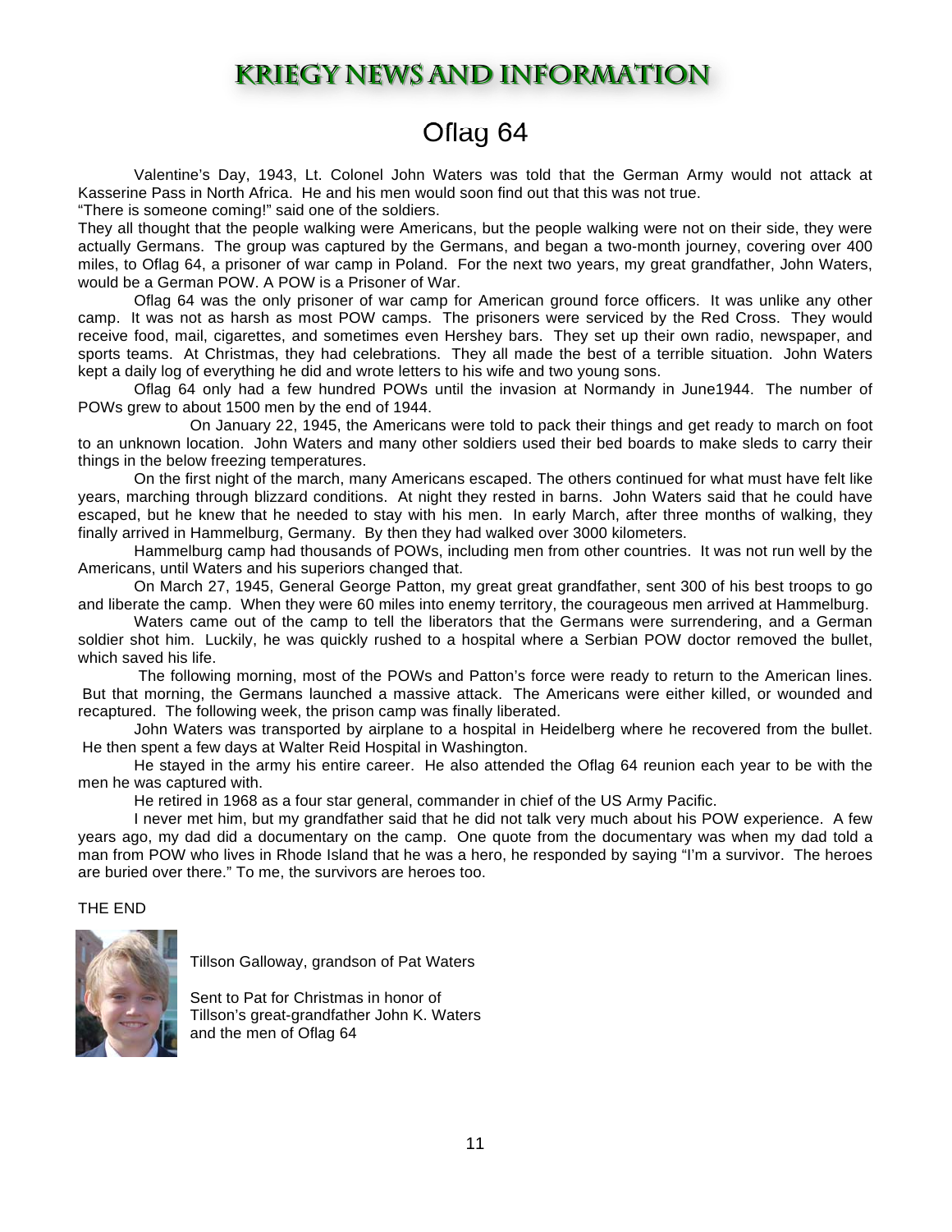# KRIEGY NEWS AND INFORMATION

## Oflag 64

Valentine's Day, 1943, Lt. Colonel John Waters was told that the German Army would not attack at Kasserine Pass in North Africa. He and his men would soon find out that this was not true.

"There is someone coming!" said one of the soldiers.

They all thought that the people walking were Americans, but the people walking were not on their side, they were actually Germans. The group was captured by the Germans, and began a two-month journey, covering over 400 miles, to Oflag 64, a prisoner of war camp in Poland. For the next two years, my great grandfather, John Waters, would be a German POW. A POW is a Prisoner of War.

Oflag 64 was the only prisoner of war camp for American ground force officers. It was unlike any other camp. It was not as harsh as most POW camps. The prisoners were serviced by the Red Cross. They would receive food, mail, cigarettes, and sometimes even Hershey bars. They set up their own radio, newspaper, and sports teams. At Christmas, they had celebrations. They all made the best of a terrible situation. John Waters kept a daily log of everything he did and wrote letters to his wife and two young sons.

Oflag 64 only had a few hundred POWs until the invasion at Normandy in June1944. The number of POWs grew to about 1500 men by the end of 1944.

On January 22, 1945, the Americans were told to pack their things and get ready to march on foot to an unknown location. John Waters and many other soldiers used their bed boards to make sleds to carry their things in the below freezing temperatures.

On the first night of the march, many Americans escaped. The others continued for what must have felt like years, marching through blizzard conditions. At night they rested in barns. John Waters said that he could have escaped, but he knew that he needed to stay with his men. In early March, after three months of walking, they finally arrived in Hammelburg, Germany. By then they had walked over 3000 kilometers.

Hammelburg camp had thousands of POWs, including men from other countries. It was not run well by the Americans, until Waters and his superiors changed that.

On March 27, 1945, General George Patton, my great great grandfather, sent 300 of his best troops to go and liberate the camp. When they were 60 miles into enemy territory, the courageous men arrived at Hammelburg.

Waters came out of the camp to tell the liberators that the Germans were surrendering, and a German soldier shot him. Luckily, he was quickly rushed to a hospital where a Serbian POW doctor removed the bullet, which saved his life.

The following morning, most of the POWs and Patton's force were ready to return to the American lines. But that morning, the Germans launched a massive attack. The Americans were either killed, or wounded and recaptured. The following week, the prison camp was finally liberated.

John Waters was transported by airplane to a hospital in Heidelberg where he recovered from the bullet. He then spent a few days at Walter Reid Hospital in Washington.

He stayed in the army his entire career. He also attended the Oflag 64 reunion each year to be with the men he was captured with.

He retired in 1968 as a four star general, commander in chief of the US Army Pacific.

I never met him, but my grandfather said that he did not talk very much about his POW experience. A few years ago, my dad did a documentary on the camp. One quote from the documentary was when my dad told a man from POW who lives in Rhode Island that he was a hero, he responded by saying "I'm a survivor. The heroes are buried over there." To me, the survivors are heroes too.

THE END

Tillson Galloway, grandson of Pat Waters

Sent to Pat for Christmas in honor of Tillson's great-grandfather John K. Waters and the men of Oflag 64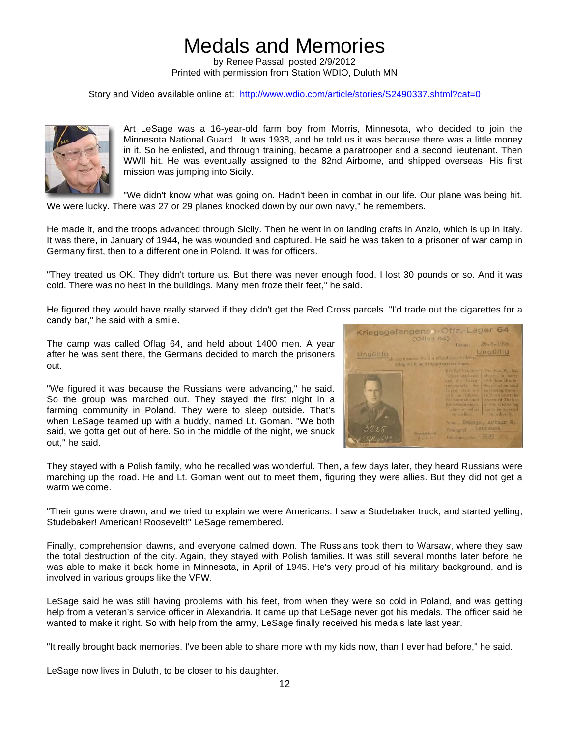# Medals and Memories

by Renee Passal, posted 2/9/2012
Printed with permission from Station WDIO, Duluth MN

Story and Video available online at: http://www.wdio.com/article/stories/S2490337.shtml?cat=0

Art LeSage was a 16-year-old farm boy from Morris, Minnesota, who decided to join the Minnesota National Guard. It was 1938, and he told us it was because there was a little money in it. So he enlisted, and through training, became a paratrooper and a second lieutenant. Then WWII hit. He was eventually assigned to the 82nd Airborne, and shipped overseas. His first mission was jumping into Sicily.

"We didn't know what was going on. Hadn't been in combat in our life. Our plane was being hit. We were lucky. There was 27 or 29 planes knocked down by our own navy," he remembers.

He made it, and the troops advanced through Sicily. Then he went in on landing crafts in Anzio, which is up in Italy. It was there, in January of 1944, he was wounded and captured. He said he was taken to a prisoner of war camp in Germany first, then to a different one in Poland. It was for officers.

"They treated us OK. They didn't torture us. But there was never enough food. I lost 30 pounds or so. And it was cold. There was no heat in the buildings. Many men froze their feet," he said.

He figured they would have really starved if they didn't get the Red Cross parcels. "I'd trade out the cigarettes for a candy bar," he said with a smile.

The camp was called Oflag 64, and held about 1400 men. A year after he was sent there, the Germans decided to march the prisoners out.

"We figured it was because the Russians were advancing," he said. So the group was marched out. They stayed the first night in a farming community in Poland. They were to sleep outside. That's when LeSage teamed up with a buddy, named Lt. Goman. "We both said, we gotta get out of here. So in the middle of the night, we snuck out," he said.

They stayed with a Polish family, who he recalled was wonderful. Then, a few days later, they heard Russians were marching up the road. He and Lt. Goman went out to meet them, figuring they were allies. But they did not get a warm welcome.

"Their guns were drawn, and we tried to explain we were Americans. I saw a Studebaker truck, and started yelling, Studebaker! American! Roosevelt!" LeSage remembered.

Finally, comprehension dawns, and everyone calmed down. The Russians took them to Warsaw, where they saw the total destruction of the city. Again, they stayed with Polish families. It was still several months later before he was able to make it back home in Minnesota, in April of 1945. He's very proud of his military background, and is involved in various groups like the VFW.

LeSage said he was still having problems with his feet, from when they were so cold in Poland, and was getting help from a veteran's service officer in Alexandria. It came up that LeSage never got his medals. The officer said he wanted to make it right. So with help from the army, LeSage finally received his medals late last year.

"It really brought back memories. I've been able to share more with my kids now, than I ever had before," he said.

LeSage now lives in Duluth, to be closer to his daughter.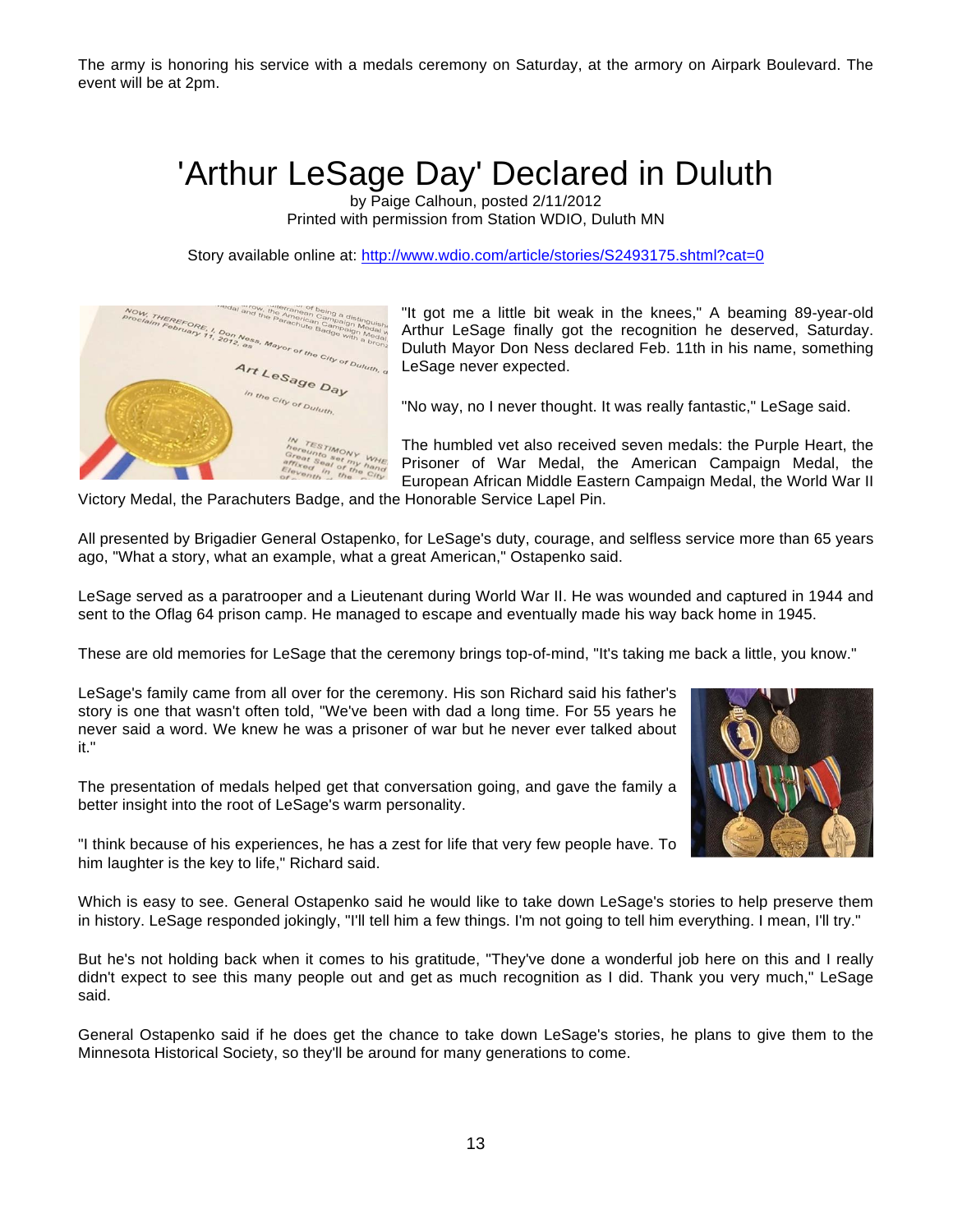The army is honoring his service with a medals ceremony on Saturday, at the armory on Airpark Boulevard. The event will be at 2pm.

# 'Arthur LeSage Day' Declared in Duluth

by Paige Calhoun, posted 2/11/2012
Printed with permission from Station WDIO, Duluth MN

Story available online at: http://www.wdio.com/article/stories/S2493175.shtml?cat=0

"It got me a little bit weak in the knees," A beaming 89-year-old Arthur LeSage finally got the recognition he deserved, Saturday. Duluth Mayor Don Ness declared Feb. 11th in his name, something LeSage never expected.

"No way, no I never thought. It was really fantastic," LeSage said.

The humbled vet also received seven medals: the Purple Heart, the Prisoner of War Medal, the American Campaign Medal, the European African Middle Eastern Campaign Medal, the World War II Victory Medal, the Parachuters Badge, and the Honorable Service Lapel Pin.

All presented by Brigadier General Ostapenko, for LeSage's duty, courage, and selfless service more than 65 years ago, "What a story, what an example, what a great American," Ostapenko said.

LeSage served as a paratrooper and a Lieutenant during World War II. He was wounded and captured in 1944 and sent to the Oflag 64 prison camp. He managed to escape and eventually made his way back home in 1945.

These are old memories for LeSage that the ceremony brings top-of-mind, "It's taking me back a little, you know."

LeSage's family came from all over for the ceremony. His son Richard said his father's story is one that wasn't often told, "We've been with dad a long time. For 55 years he never said a word. We knew he was a prisoner of war but he never ever talked about it."

The presentation of medals helped get that conversation going, and gave the family a better insight into the root of LeSage's warm personality.

"I think because of his experiences, he has a zest for life that very few people have. To him laughter is the key to life," Richard said.

Which is easy to see. General Ostapenko said he would like to take down LeSage's stories to help preserve them in history. LeSage responded jokingly, "I'll tell him a few things. I'm not going to tell him everything. I mean, I'll try."

But he's not holding back when it comes to his gratitude, "They've done a wonderful job here on this and I really didn't expect to see this many people out and get as much recognition as I did. Thank you very much," LeSage said.

General Ostapenko said if he does get the chance to take down LeSage's stories, he plans to give them to the Minnesota Historical Society, so they'll be around for many generations to come.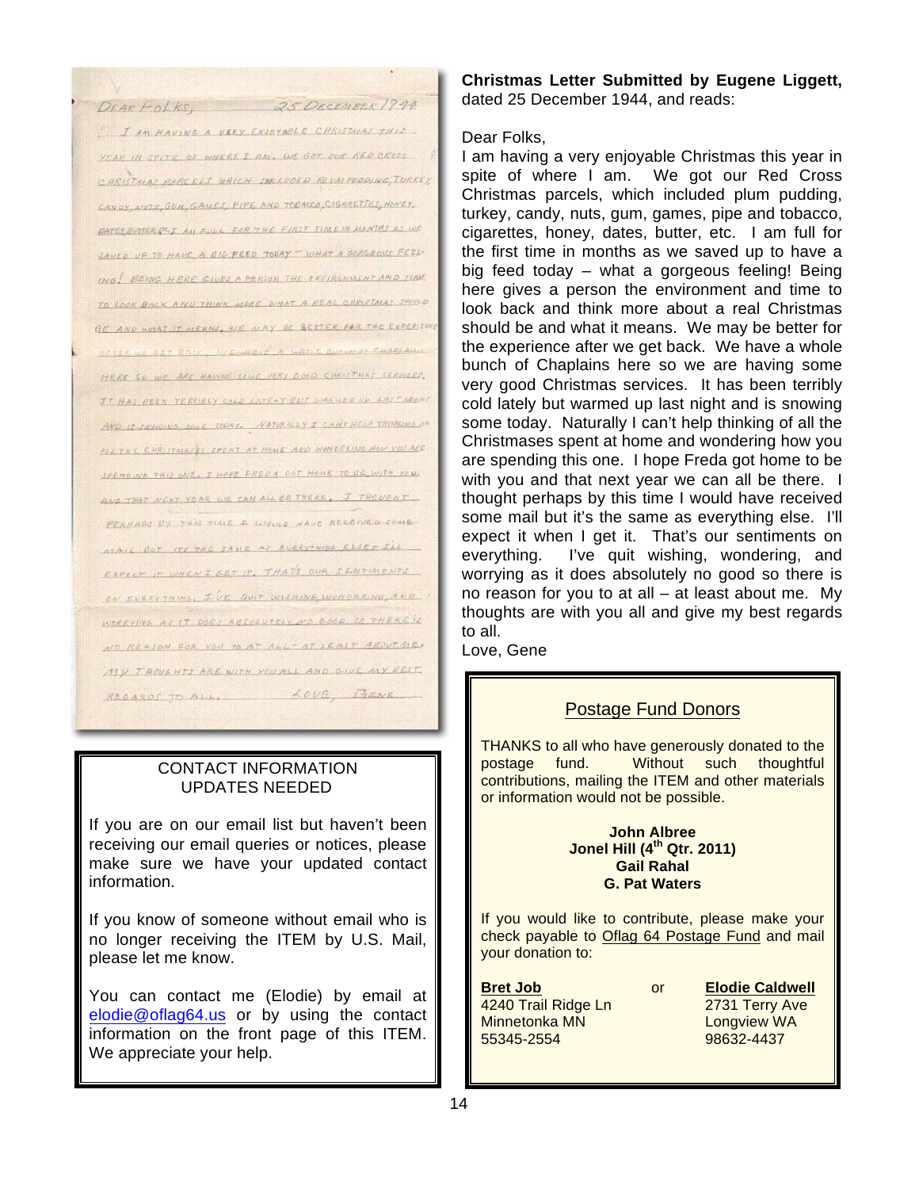**Christmas Letter Submitted by Eugene Liggett,** dated 25 December 1944, and reads:

Dear Folks,
I am having a very enjoyable Christmas this year in spite of where I am. We got our Red Cross Christmas parcels, which included plum pudding, turkey, candy, nuts, gum, games, pipe and tobacco, cigarettes, honey, dates, butter, etc. I am full for the first time in months as we saved up to have a big feed today – what a gorgeous feeling! Being here gives a person the environment and time to look back and think more about a real Christmas should be and what it means. We may be better for the experience after we get back. We have a whole bunch of Chaplains here so we are having some very good Christmas services. It has been terribly cold lately but warmed up last night and is snowing some today. Naturally I can't help thinking of all the Christmases spent at home and wondering how you are spending this one. I hope Freda got home to be with you and that next year we can all be there. I thought perhaps by this time I would have received some mail but it's the same as everything else. I'll expect it when I get it. That's our sentiments on everything. I've quit wishing, wondering, and worrying as it does absolutely no good so there is no reason for you to at all – at least about me. My thoughts are with you all and give my best regards to all.
Love, Gene

---

CONTACT INFORMATION
UPDATES NEEDED

If you are on our email list but haven't been receiving our email queries or notices, please make sure we have your updated contact information.

If you know of someone without email who is no longer receiving the ITEM by U.S. Mail, please let me know.

You can contact me (Elodie) by email at elodie@oflag64.us or by using the contact information on the front page of this ITEM. We appreciate your help.

---

## Postage Fund Donors

THANKS to all who have generously donated to the postage fund. Without such thoughtful contributions, mailing the ITEM and other materials or information would not be possible.

**John Albree**
**Jonel Hill (4th Qtr. 2011)**
**Gail Rahal**
**G. Pat Waters**

If you would like to contribute, please make your check payable to Oflag 64 Postage Fund and mail your donation to:

**Bret Job**
4240 Trail Ridge Ln
Minnetonka MN
55345-2554

or

**Elodie Caldwell**
2731 Terry Ave
Longview WA
98632-4437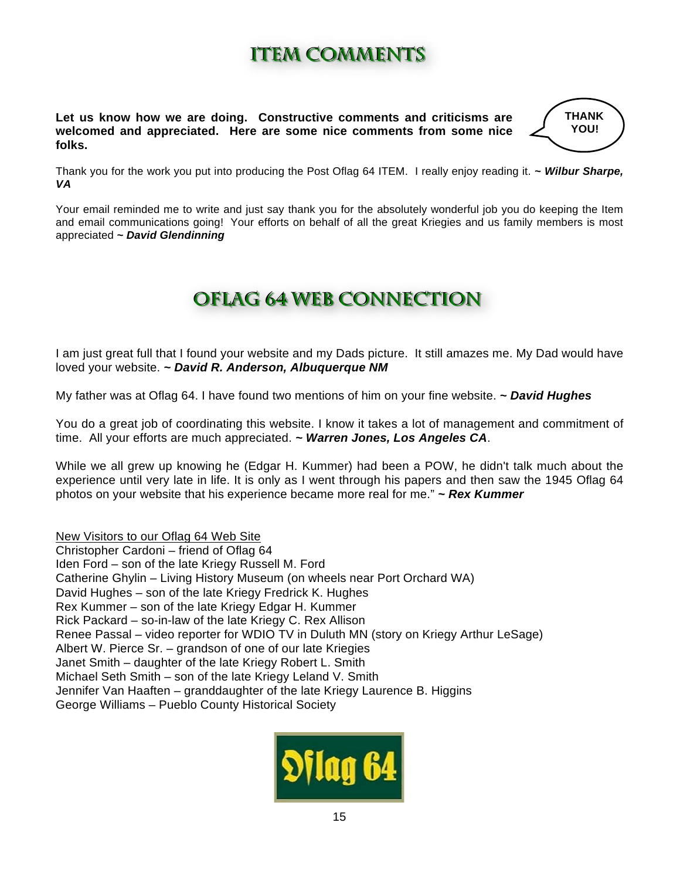# ITEM COMMENTS

**Let us know how we are doing. Constructive comments and criticisms are welcomed and appreciated. Here are some nice comments from some nice folks.**

THANK YOU!

Thank you for the work you put into producing the Post Oflag 64 ITEM. I really enjoy reading it. ***~ Wilbur Sharpe, VA***

Your email reminded me to write and just say thank you for the absolutely wonderful job you do keeping the Item and email communications going! Your efforts on behalf of all the great Kriegies and us family members is most appreciated ***~ David Glendinning***

# OFLAG 64 WEB CONNECTION

I am just great full that I found your website and my Dads picture. It still amazes me. My Dad would have loved your website. ***~ David R. Anderson, Albuquerque NM***

My father was at Oflag 64. I have found two mentions of him on your fine website. ***~ David Hughes***

You do a great job of coordinating this website. I know it takes a lot of management and commitment of time. All your efforts are much appreciated. ***~ Warren Jones, Los Angeles CA***.

While we all grew up knowing he (Edgar H. Kummer) had been a POW, he didn't talk much about the experience until very late in life. It is only as I went through his papers and then saw the 1945 Oflag 64 photos on your website that his experience became more real for me." ***~ Rex Kummer***

New Visitors to our Oflag 64 Web Site

Christopher Cardoni – friend of Oflag 64
Iden Ford – son of the late Kriegy Russell M. Ford
Catherine Ghylin – Living History Museum (on wheels near Port Orchard WA)
David Hughes – son of the late Kriegy Fredrick K. Hughes
Rex Kummer – son of the late Kriegy Edgar H. Kummer
Rick Packard – so-in-law of the late Kriegy C. Rex Allison
Renee Passal – video reporter for WDIO TV in Duluth MN (story on Kriegy Arthur LeSage)
Albert W. Pierce Sr. – grandson of one of our late Kriegies
Janet Smith – daughter of the late Kriegy Robert L. Smith
Michael Seth Smith – son of the late Kriegy Leland V. Smith
Jennifer Van Haaften – granddaughter of the late Kriegy Laurence B. Higgins
George Williams – Pueblo County Historical Society

Oflag 64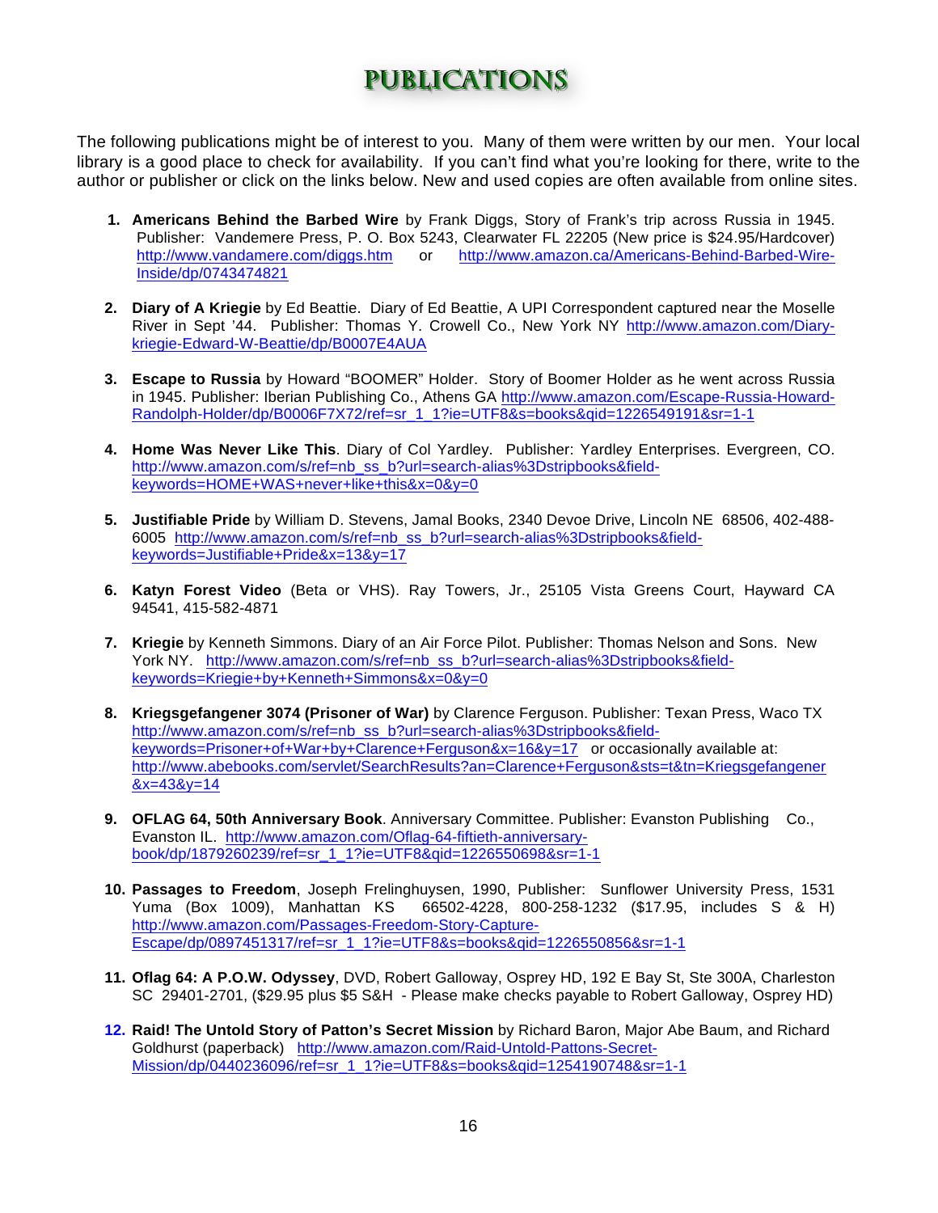# PUBLICATIONS

The following publications might be of interest to you. Many of them were written by our men. Your local library is a good place to check for availability. If you can't find what you're looking for there, write to the author or publisher or click on the links below. New and used copies are often available from online sites.

1. **Americans Behind the Barbed Wire** by Frank Diggs, Story of Frank's trip across Russia in 1945. Publisher: Vandemere Press, P. O. Box 5243, Clearwater FL 22205 (New price is $24.95/Hardcover) http://www.vandamere.com/diggs.htm or http://www.amazon.ca/Americans-Behind-Barbed-Wire-Inside/dp/0743474821

2. **Diary of A Kriegie** by Ed Beattie. Diary of Ed Beattie, A UPI Correspondent captured near the Moselle River in Sept '44. Publisher: Thomas Y. Crowell Co., New York NY http://www.amazon.com/Diary-kriegie-Edward-W-Beattie/dp/B0007E4AUA

3. **Escape to Russia** by Howard "BOOMER" Holder. Story of Boomer Holder as he went across Russia in 1945. Publisher: Iberian Publishing Co., Athens GA http://www.amazon.com/Escape-Russia-Howard-Randolph-Holder/dp/B0006F7X72/ref=sr_1_1?ie=UTF8&s=books&qid=1226549191&sr=1-1

4. **Home Was Never Like This**. Diary of Col Yardley. Publisher: Yardley Enterprises. Evergreen, CO. http://www.amazon.com/s/ref=nb_ss_b?url=search-alias%3Dstripbooks&field-keywords=HOME+WAS+never+like+this&x=0&y=0

5. **Justifiable Pride** by William D. Stevens, Jamal Books, 2340 Devoe Drive, Lincoln NE 68506, 402-488-6005 http://www.amazon.com/s/ref=nb_ss_b?url=search-alias%3Dstripbooks&field-keywords=Justifiable+Pride&x=13&y=17

6. **Katyn Forest Video** (Beta or VHS). Ray Towers, Jr., 25105 Vista Greens Court, Hayward CA 94541, 415-582-4871

7. **Kriegie** by Kenneth Simmons. Diary of an Air Force Pilot. Publisher: Thomas Nelson and Sons. New York NY. http://www.amazon.com/s/ref=nb_ss_b?url=search-alias%3Dstripbooks&field-keywords=Kriegie+by+Kenneth+Simmons&x=0&y=0

8. **Kriegsgefangener 3074 (Prisoner of War)** by Clarence Ferguson. Publisher: Texan Press, Waco TX http://www.amazon.com/s/ref=nb_ss_b?url=search-alias%3Dstripbooks&field-keywords=Prisoner+of+War+by+Clarence+Ferguson&x=16&y=17 or occasionally available at: http://www.abebooks.com/servlet/SearchResults?an=Clarence+Ferguson&sts=t&tn=Kriegsgefangener&x=43&y=14

9. **OFLAG 64, 50th Anniversary Book**. Anniversary Committee. Publisher: Evanston Publishing Co., Evanston IL. http://www.amazon.com/Oflag-64-fiftieth-anniversary-book/dp/1879260239/ref=sr_1_1?ie=UTF8&qid=1226550698&sr=1-1

10. **Passages to Freedom**, Joseph Frelinghuysen, 1990, Publisher: Sunflower University Press, 1531 Yuma (Box 1009), Manhattan KS 66502-4228, 800-258-1232 ($17.95, includes S & H) http://www.amazon.com/Passages-Freedom-Story-Capture-Escape/dp/0897451317/ref=sr_1_1?ie=UTF8&s=books&qid=1226550856&sr=1-1

11. **Oflag 64: A P.O.W. Odyssey**, DVD, Robert Galloway, Osprey HD, 192 E Bay St, Ste 300A, Charleston SC 29401-2701, ($29.95 plus $5 S&H - Please make checks payable to Robert Galloway, Osprey HD)

12. **Raid! The Untold Story of Patton's Secret Mission** by Richard Baron, Major Abe Baum, and Richard Goldhurst (paperback) http://www.amazon.com/Raid-Untold-Pattons-Secret-Mission/dp/0440236096/ref=sr_1_1?ie=UTF8&s=books&qid=1254190748&sr=1-1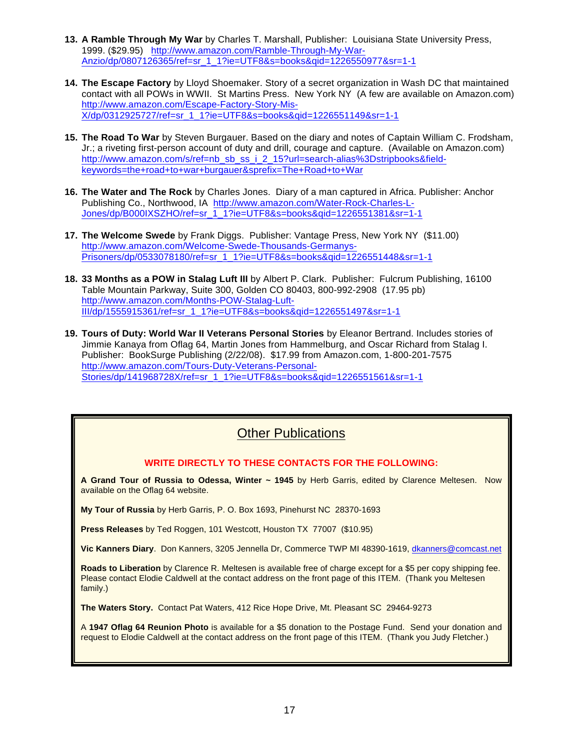13. **A Ramble Through My War** by Charles T. Marshall, Publisher: Louisiana State University Press, 1999. ($29.95) http://www.amazon.com/Ramble-Through-My-War-Anzio/dp/0807126365/ref=sr_1_1?ie=UTF8&s=books&qid=1226550977&sr=1-1

14. **The Escape Factory** by Lloyd Shoemaker. Story of a secret organization in Wash DC that maintained contact with all POWs in WWII. St Martins Press. New York NY (A few are available on Amazon.com) http://www.amazon.com/Escape-Factory-Story-Mis-X/dp/0312925727/ref=sr_1_1?ie=UTF8&s=books&qid=1226551149&sr=1-1

15. **The Road To War** by Steven Burgauer. Based on the diary and notes of Captain William C. Frodsham, Jr.; a riveting first-person account of duty and drill, courage and capture. (Available on Amazon.com) http://www.amazon.com/s/ref=nb_sb_ss_i_2_15?url=search-alias%3Dstripbooks&field-keywords=the+road+to+war+burgauer&sprefix=The+Road+to+War

16. **The Water and The Rock** by Charles Jones. Diary of a man captured in Africa. Publisher: Anchor Publishing Co., Northwood, IA http://www.amazon.com/Water-Rock-Charles-L-Jones/dp/B000IXSZHO/ref=sr_1_1?ie=UTF8&s=books&qid=1226551381&sr=1-1

17. **The Welcome Swede** by Frank Diggs. Publisher: Vantage Press, New York NY ($11.00) http://www.amazon.com/Welcome-Swede-Thousands-Germanys-Prisoners/dp/0533078180/ref=sr_1_1?ie=UTF8&s=books&qid=1226551448&sr=1-1

18. **33 Months as a POW in Stalag Luft III** by Albert P. Clark. Publisher: Fulcrum Publishing, 16100 Table Mountain Parkway, Suite 300, Golden CO 80403, 800-992-2908 (17.95 pb) http://www.amazon.com/Months-POW-Stalag-Luft-III/dp/1555915361/ref=sr_1_1?ie=UTF8&s=books&qid=1226551497&sr=1-1

19. **Tours of Duty: World War II Veterans Personal Stories** by Eleanor Bertrand. Includes stories of Jimmie Kanaya from Oflag 64, Martin Jones from Hammelburg, and Oscar Richard from Stalag I. Publisher: BookSurge Publishing (2/22/08). $17.99 from Amazon.com, 1-800-201-7575 http://www.amazon.com/Tours-Duty-Veterans-Personal-Stories/dp/141968728X/ref=sr_1_1?ie=UTF8&s=books&qid=1226551561&sr=1-1

## Other Publications

**WRITE DIRECTLY TO THESE CONTACTS FOR THE FOLLOWING:**

**A Grand Tour of Russia to Odessa, Winter ~ 1945** by Herb Garris, edited by Clarence Meltesen. Now available on the Oflag 64 website.

**My Tour of Russia** by Herb Garris, P. O. Box 1693, Pinehurst NC 28370-1693

**Press Releases** by Ted Roggen, 101 Westcott, Houston TX 77007 ($10.95)

**Vic Kanners Diary**. Don Kanners, 3205 Jennella Dr, Commerce TWP MI 48390-1619, dkanners@comcast.net

**Roads to Liberation** by Clarence R. Meltesen is available free of charge except for a $5 per copy shipping fee. Please contact Elodie Caldwell at the contact address on the front page of this ITEM. (Thank you Meltesen family.)

**The Waters Story.** Contact Pat Waters, 412 Rice Hope Drive, Mt. Pleasant SC 29464-9273

A **1947 Oflag 64 Reunion Photo** is available for a $5 donation to the Postage Fund. Send your donation and request to Elodie Caldwell at the contact address on the front page of this ITEM. (Thank you Judy Fletcher.)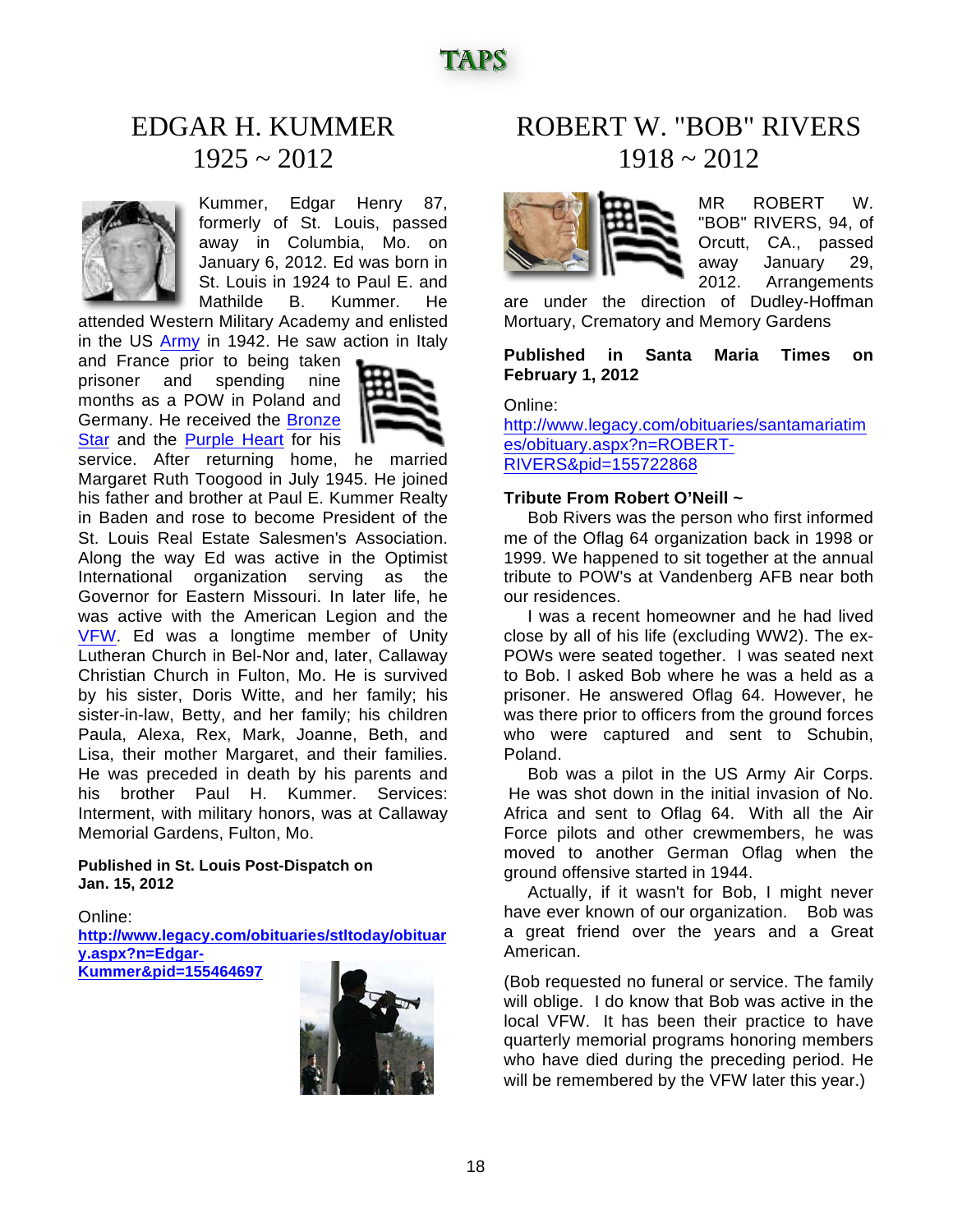# TAPS

## EDGAR H. KUMMER
## 1925 ~ 2012

Kummer, Edgar Henry 87, formerly of St. Louis, passed away in Columbia, Mo. on January 6, 2012. Ed was born in St. Louis in 1924 to Paul E. and Mathilde B. Kummer. He attended Western Military Academy and enlisted in the US Army in 1942. He saw action in Italy and France prior to being taken prisoner and spending nine months as a POW in Poland and Germany. He received the Bronze Star and the Purple Heart for his service. After returning home, he married Margaret Ruth Toogood in July 1945. He joined his father and brother at Paul E. Kummer Realty in Baden and rose to become President of the St. Louis Real Estate Salesmen's Association. Along the way Ed was active in the Optimist International organization serving as the Governor for Eastern Missouri. In later life, he was active with the American Legion and the VFW. Ed was a longtime member of Unity Lutheran Church in Bel-Nor and, later, Callaway Christian Church in Fulton, Mo. He is survived by his sister, Doris Witte, and her family; his sister-in-law, Betty, and her family; his children Paula, Alexa, Rex, Mark, Joanne, Beth, and Lisa, their mother Margaret, and their families. He was preceded in death by his parents and his brother Paul H. Kummer. Services: Interment, with military honors, was at Callaway Memorial Gardens, Fulton, Mo.

**Published in St. Louis Post-Dispatch on Jan. 15, 2012**

Online:
**http://www.legacy.com/obituaries/stltoday/obituary.aspx?n=Edgar-Kummer&pid=155464697**

## ROBERT W. "BOB" RIVERS
## 1918 ~ 2012

MR ROBERT W. "BOB" RIVERS, 94, of Orcutt, CA., passed away January 29, 2012. Arrangements are under the direction of Dudley-Hoffman Mortuary, Crematory and Memory Gardens

**Published in Santa Maria Times on February 1, 2012**

Online:
http://www.legacy.com/obituaries/santamariatimes/obituary.aspx?n=ROBERT-RIVERS&pid=155722868

**Tribute From Robert O'Neill ~**

Bob Rivers was the person who first informed me of the Oflag 64 organization back in 1998 or 1999. We happened to sit together at the annual tribute to POW's at Vandenberg AFB near both our residences.

I was a recent homeowner and he had lived close by all of his life (excluding WW2). The ex-POWs were seated together. I was seated next to Bob. I asked Bob where he was a held as a prisoner. He answered Oflag 64. However, he was there prior to officers from the ground forces who were captured and sent to Schubin, Poland.

Bob was a pilot in the US Army Air Corps. He was shot down in the initial invasion of No. Africa and sent to Oflag 64. With all the Air Force pilots and other crewmembers, he was moved to another German Oflag when the ground offensive started in 1944.

Actually, if it wasn't for Bob, I might never have ever known of our organization. Bob was a great friend over the years and a Great American.

(Bob requested no funeral or service. The family will oblige. I do know that Bob was active in the local VFW. It has been their practice to have quarterly memorial programs honoring members who have died during the preceding period. He will be remembered by the VFW later this year.)